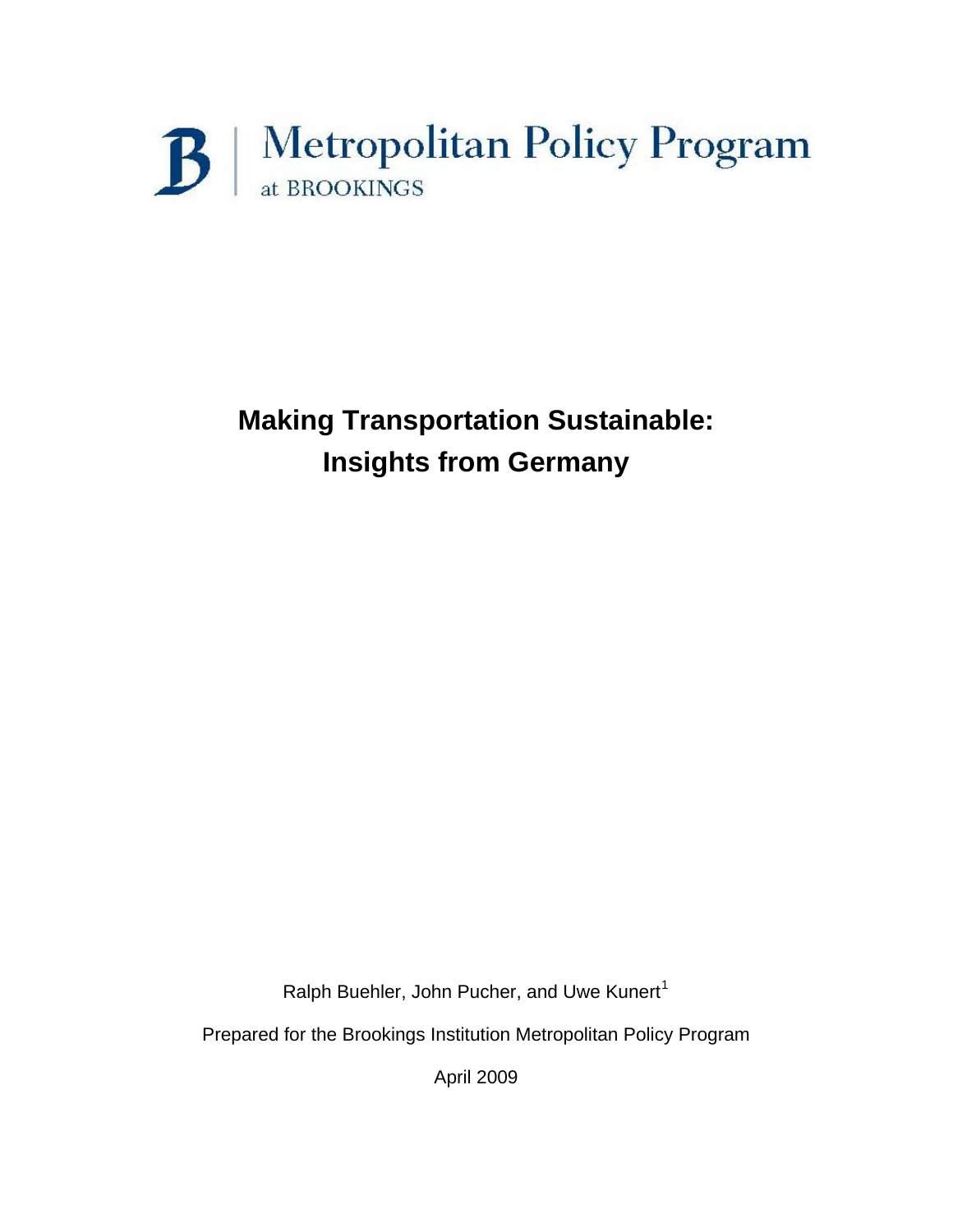Metropolitan Policy Program
at BROOKINGS

# Making Transportation Sustainable: Insights from Germany

Ralph Buehler, John Pucher, and Uwe Kunert[1]

Prepared for the Brookings Institution Metropolitan Policy Program

April 2009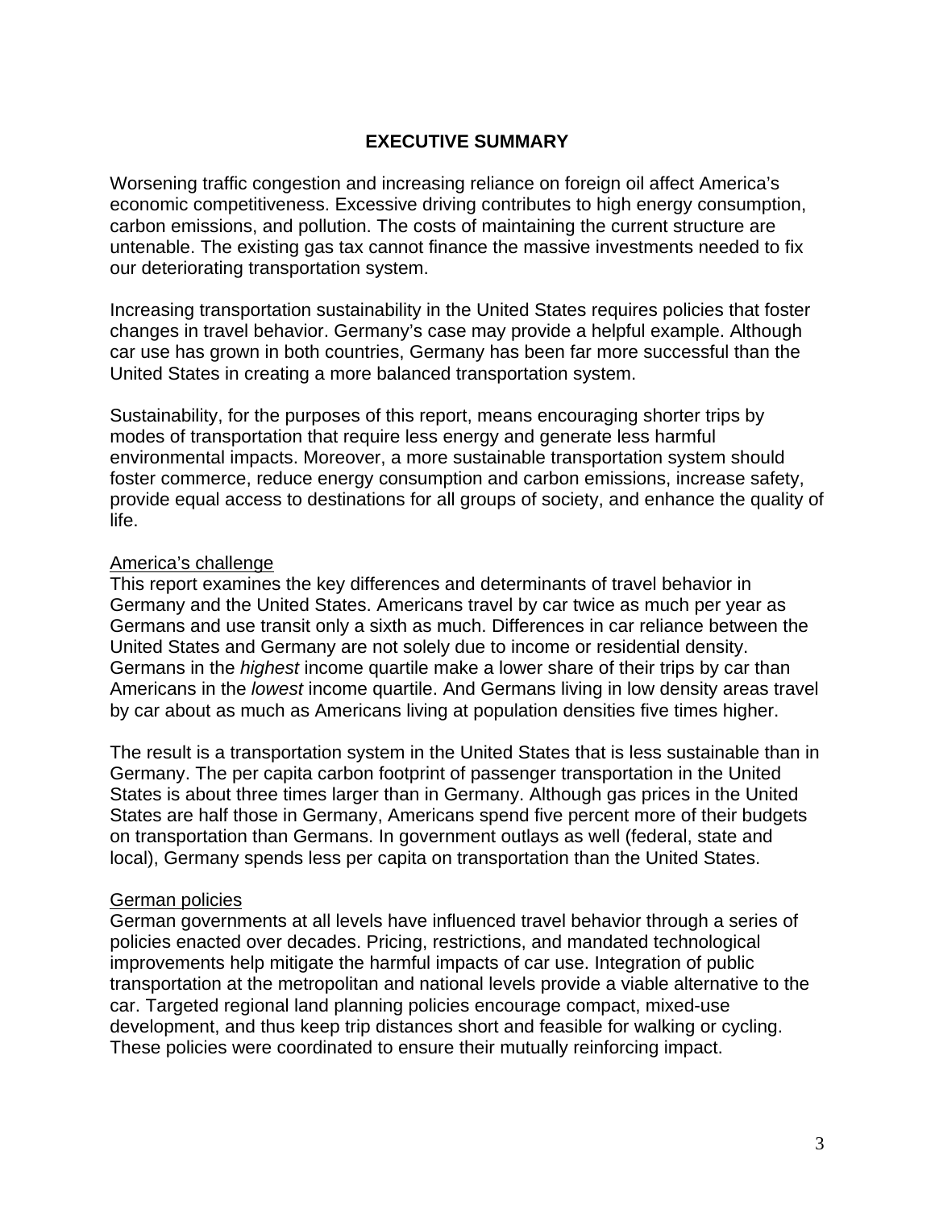# EXECUTIVE SUMMARY

Worsening traffic congestion and increasing reliance on foreign oil affect America's economic competitiveness. Excessive driving contributes to high energy consumption, carbon emissions, and pollution. The costs of maintaining the current structure are untenable. The existing gas tax cannot finance the massive investments needed to fix our deteriorating transportation system.

Increasing transportation sustainability in the United States requires policies that foster changes in travel behavior. Germany's case may provide a helpful example. Although car use has grown in both countries, Germany has been far more successful than the United States in creating a more balanced transportation system.

Sustainability, for the purposes of this report, means encouraging shorter trips by modes of transportation that require less energy and generate less harmful environmental impacts. Moreover, a more sustainable transportation system should foster commerce, reduce energy consumption and carbon emissions, increase safety, provide equal access to destinations for all groups of society, and enhance the quality of life.

<u>America's challenge</u>

This report examines the key differences and determinants of travel behavior in Germany and the United States. Americans travel by car twice as much per year as Germans and use transit only a sixth as much. Differences in car reliance between the United States and Germany are not solely due to income or residential density. Germans in the *highest* income quartile make a lower share of their trips by car than Americans in the *lowest* income quartile. And Germans living in low density areas travel by car about as much as Americans living at population densities five times higher.

The result is a transportation system in the United States that is less sustainable than in Germany. The per capita carbon footprint of passenger transportation in the United States is about three times larger than in Germany. Although gas prices in the United States are half those in Germany, Americans spend five percent more of their budgets on transportation than Germans. In government outlays as well (federal, state and local), Germany spends less per capita on transportation than the United States.

<u>German policies</u>

German governments at all levels have influenced travel behavior through a series of policies enacted over decades. Pricing, restrictions, and mandated technological improvements help mitigate the harmful impacts of car use. Integration of public transportation at the metropolitan and national levels provide a viable alternative to the car. Targeted regional land planning policies encourage compact, mixed-use development, and thus keep trip distances short and feasible for walking or cycling. These policies were coordinated to ensure their mutually reinforcing impact.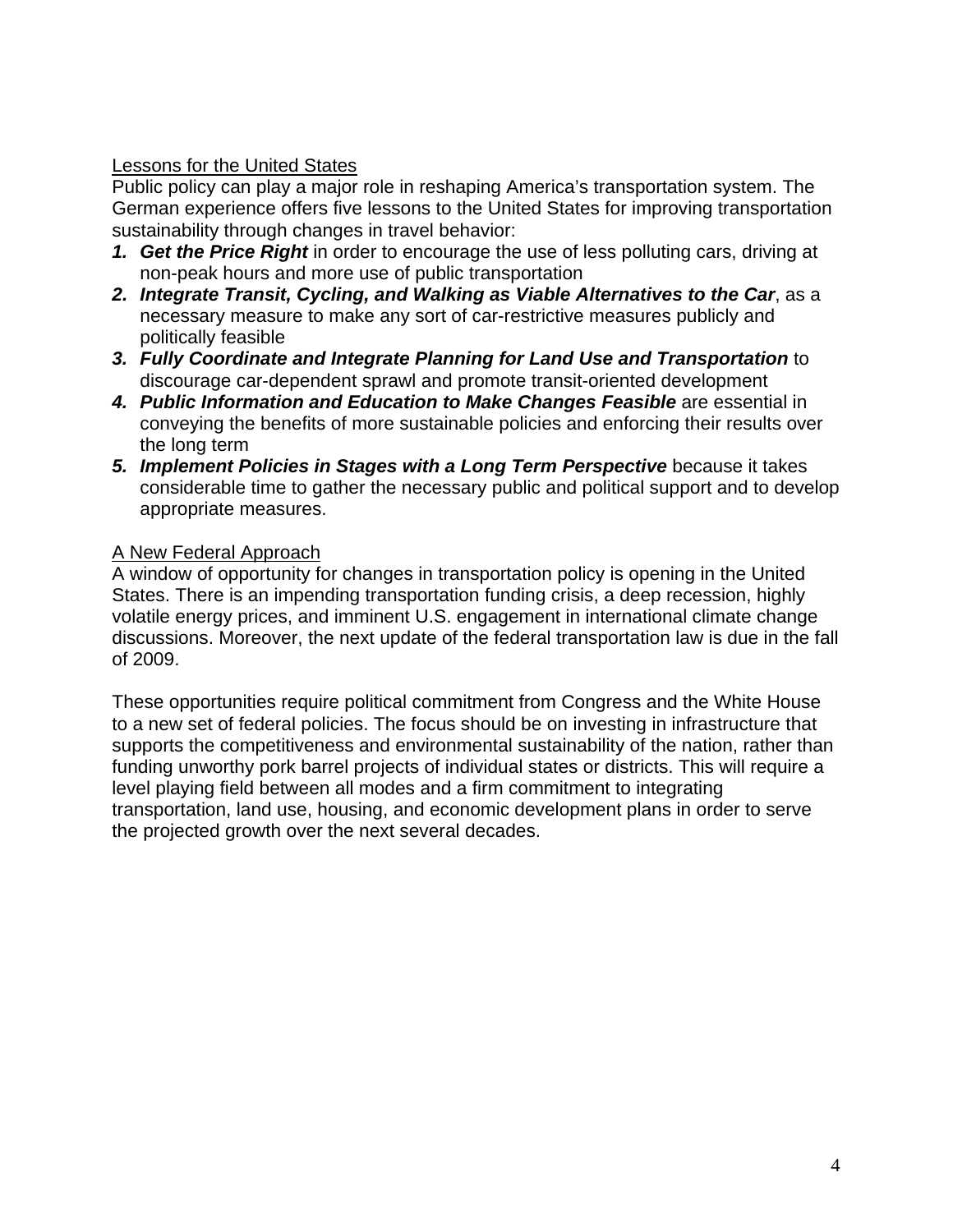## Lessons for the United States

Public policy can play a major role in reshaping America's transportation system. The German experience offers five lessons to the United States for improving transportation sustainability through changes in travel behavior:

1. ***Get the Price Right*** in order to encourage the use of less polluting cars, driving at non-peak hours and more use of public transportation
2. ***Integrate Transit, Cycling, and Walking as Viable Alternatives to the Car***, as a necessary measure to make any sort of car-restrictive measures publicly and politically feasible
3. ***Fully Coordinate and Integrate Planning for Land Use and Transportation*** to discourage car-dependent sprawl and promote transit-oriented development
4. ***Public Information and Education to Make Changes Feasible*** are essential in conveying the benefits of more sustainable policies and enforcing their results over the long term
5. ***Implement Policies in Stages with a Long Term Perspective*** because it takes considerable time to gather the necessary public and political support and to develop appropriate measures.

## A New Federal Approach

A window of opportunity for changes in transportation policy is opening in the United States. There is an impending transportation funding crisis, a deep recession, highly volatile energy prices, and imminent U.S. engagement in international climate change discussions. Moreover, the next update of the federal transportation law is due in the fall of 2009.

These opportunities require political commitment from Congress and the White House to a new set of federal policies. The focus should be on investing in infrastructure that supports the competitiveness and environmental sustainability of the nation, rather than funding unworthy pork barrel projects of individual states or districts. This will require a level playing field between all modes and a firm commitment to integrating transportation, land use, housing, and economic development plans in order to serve the projected growth over the next several decades.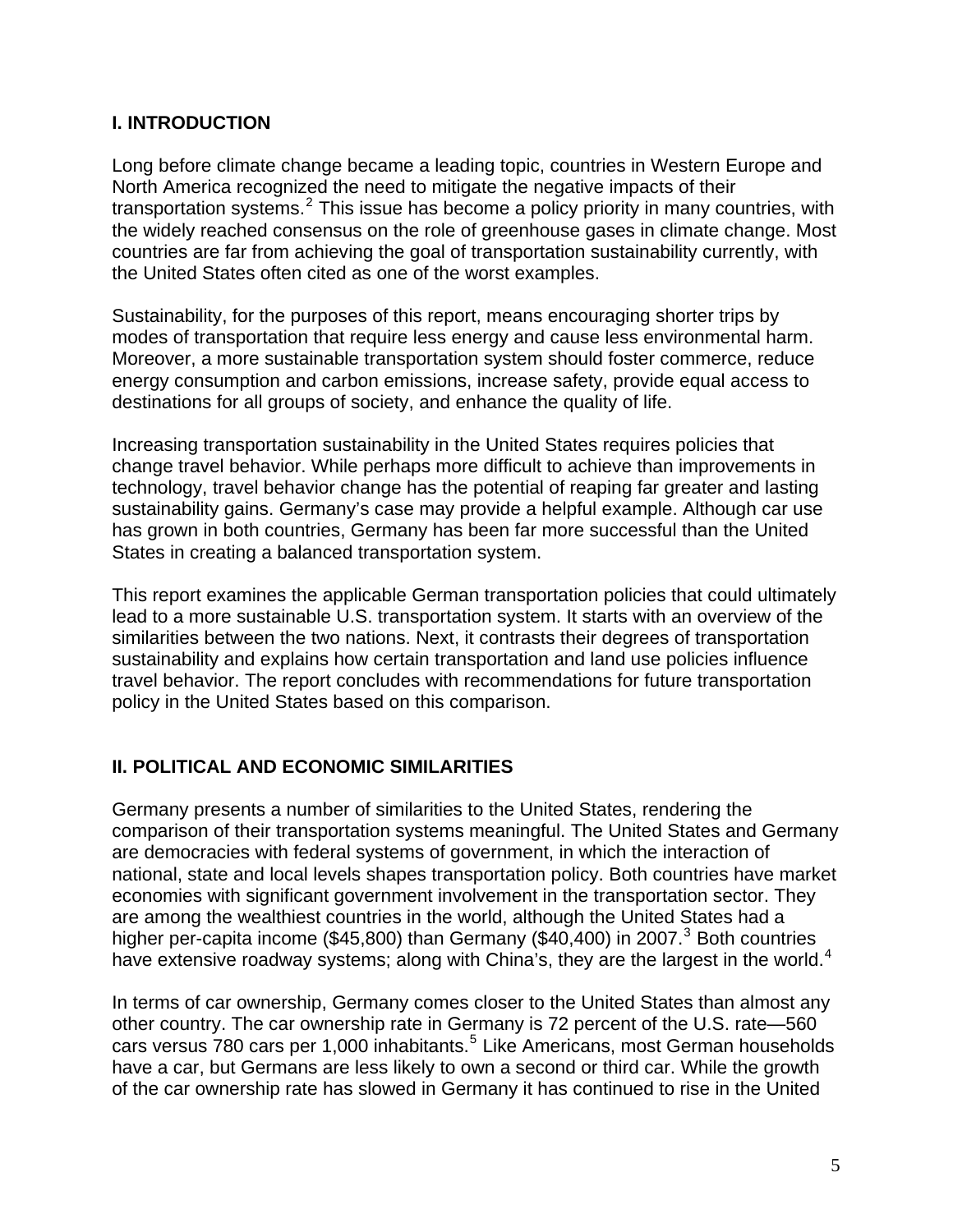## I. INTRODUCTION

Long before climate change became a leading topic, countries in Western Europe and North America recognized the need to mitigate the negative impacts of their transportation systems.[2] This issue has become a policy priority in many countries, with the widely reached consensus on the role of greenhouse gases in climate change. Most countries are far from achieving the goal of transportation sustainability currently, with the United States often cited as one of the worst examples.

Sustainability, for the purposes of this report, means encouraging shorter trips by modes of transportation that require less energy and cause less environmental harm. Moreover, a more sustainable transportation system should foster commerce, reduce energy consumption and carbon emissions, increase safety, provide equal access to destinations for all groups of society, and enhance the quality of life.

Increasing transportation sustainability in the United States requires policies that change travel behavior. While perhaps more difficult to achieve than improvements in technology, travel behavior change has the potential of reaping far greater and lasting sustainability gains. Germany's case may provide a helpful example. Although car use has grown in both countries, Germany has been far more successful than the United States in creating a balanced transportation system.

This report examines the applicable German transportation policies that could ultimately lead to a more sustainable U.S. transportation system. It starts with an overview of the similarities between the two nations. Next, it contrasts their degrees of transportation sustainability and explains how certain transportation and land use policies influence travel behavior. The report concludes with recommendations for future transportation policy in the United States based on this comparison.

## II. POLITICAL AND ECONOMIC SIMILARITIES

Germany presents a number of similarities to the United States, rendering the comparison of their transportation systems meaningful. The United States and Germany are democracies with federal systems of government, in which the interaction of national, state and local levels shapes transportation policy. Both countries have market economies with significant government involvement in the transportation sector. They are among the wealthiest countries in the world, although the United States had a higher per-capita income ($45,800) than Germany ($40,400) in 2007.[3] Both countries have extensive roadway systems; along with China's, they are the largest in the world.[4]

In terms of car ownership, Germany comes closer to the United States than almost any other country. The car ownership rate in Germany is 72 percent of the U.S. rate—560 cars versus 780 cars per 1,000 inhabitants.[5] Like Americans, most German households have a car, but Germans are less likely to own a second or third car. While the growth of the car ownership rate has slowed in Germany it has continued to rise in the United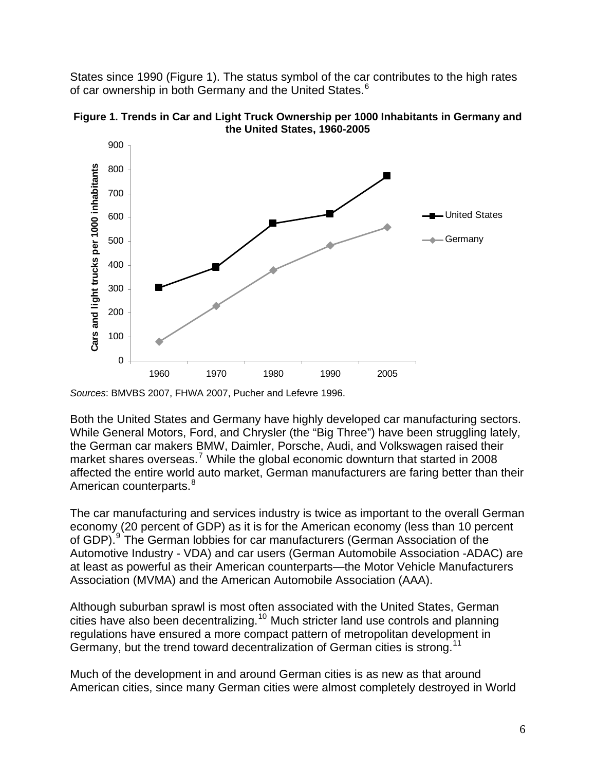States since 1990 (Figure 1). The status symbol of the car contributes to the high rates of car ownership in both Germany and the United States.[6]

**Figure 1. Trends in Car and Light Truck Ownership per 1000 Inhabitants in Germany and the United States, 1960-2005**

*Sources*: BMVBS 2007, FHWA 2007, Pucher and Lefevre 1996.

Both the United States and Germany have highly developed car manufacturing sectors. While General Motors, Ford, and Chrysler (the "Big Three") have been struggling lately, the German car makers BMW, Daimler, Porsche, Audi, and Volkswagen raised their market shares overseas.[7] While the global economic downturn that started in 2008 affected the entire world auto market, German manufacturers are faring better than their American counterparts.[8]

The car manufacturing and services industry is twice as important to the overall German economy (20 percent of GDP) as it is for the American economy (less than 10 percent of GDP).[9] The German lobbies for car manufacturers (German Association of the Automotive Industry - VDA) and car users (German Automobile Association -ADAC) are at least as powerful as their American counterparts—the Motor Vehicle Manufacturers Association (MVMA) and the American Automobile Association (AAA).

Although suburban sprawl is most often associated with the United States, German cities have also been decentralizing.[10] Much stricter land use controls and planning regulations have ensured a more compact pattern of metropolitan development in Germany, but the trend toward decentralization of German cities is strong.[11]

Much of the development in and around German cities is as new as that around American cities, since many German cities were almost completely destroyed in World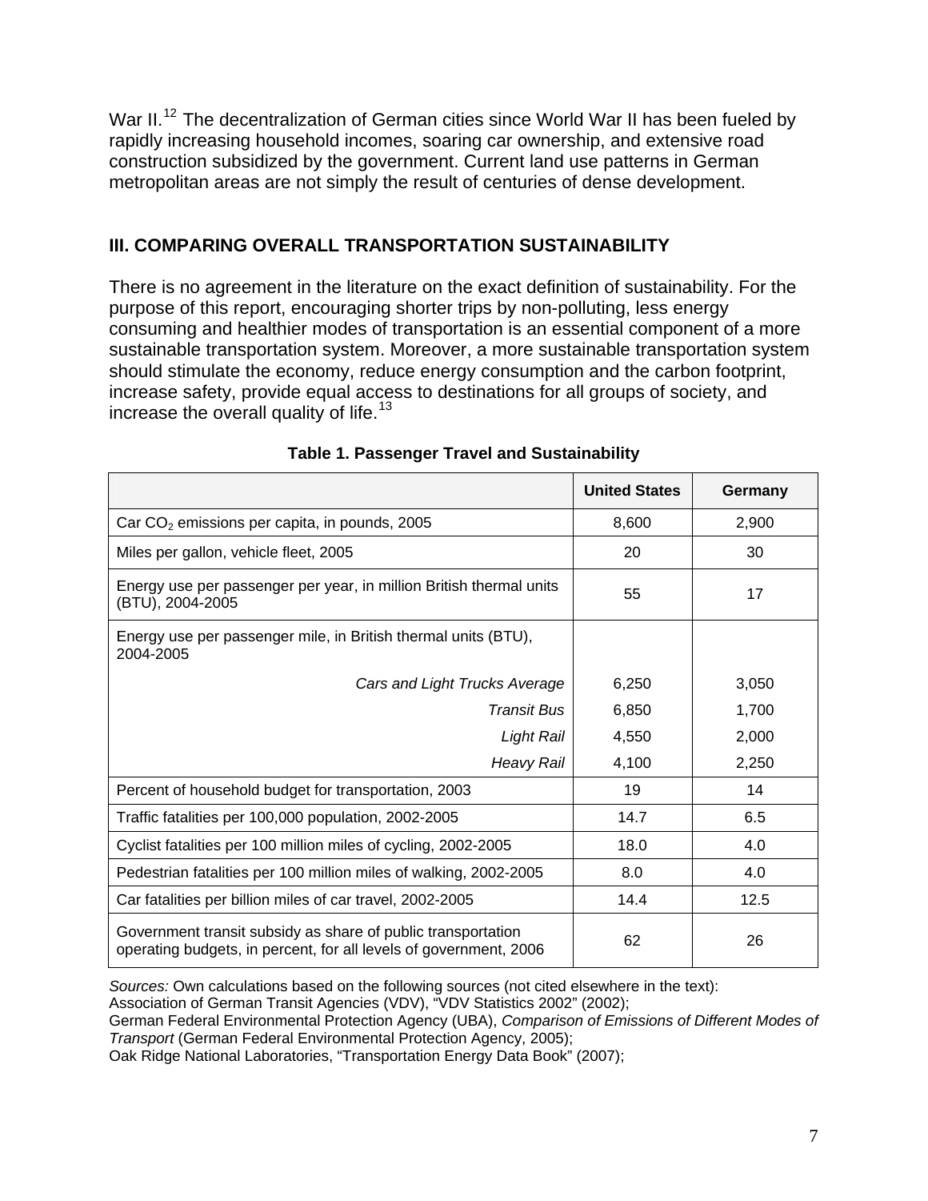War II.[12] The decentralization of German cities since World War II has been fueled by rapidly increasing household incomes, soaring car ownership, and extensive road construction subsidized by the government. Current land use patterns in German metropolitan areas are not simply the result of centuries of dense development.

## III. COMPARING OVERALL TRANSPORTATION SUSTAINABILITY

There is no agreement in the literature on the exact definition of sustainability. For the purpose of this report, encouraging shorter trips by non-polluting, less energy consuming and healthier modes of transportation is an essential component of a more sustainable transportation system. Moreover, a more sustainable transportation system should stimulate the economy, reduce energy consumption and the carbon footprint, increase safety, provide equal access to destinations for all groups of society, and increase the overall quality of life.[13]

**Table 1. Passenger Travel and Sustainability**

| | United States | Germany |
|---|---|---|
| Car $CO_2$ emissions per capita, in pounds, 2005 | 8,600 | 2,900 |
| Miles per gallon, vehicle fleet, 2005 | 20 | 30 |
| Energy use per passenger per year, in million British thermal units (BTU), 2004-2005 | 55 | 17 |
| Energy use per passenger mile, in British thermal units (BTU), 2004-2005 | | |
| *Cars and Light Trucks Average* | 6,250 | 3,050 |
| *Transit Bus* | 6,850 | 1,700 |
| *Light Rail* | 4,550 | 2,000 |
| *Heavy Rail* | 4,100 | 2,250 |
| Percent of household budget for transportation, 2003 | 19 | 14 |
| Traffic fatalities per 100,000 population, 2002-2005 | 14.7 | 6.5 |
| Cyclist fatalities per 100 million miles of cycling, 2002-2005 | 18.0 | 4.0 |
| Pedestrian fatalities per 100 million miles of walking, 2002-2005 | 8.0 | 4.0 |
| Car fatalities per billion miles of car travel, 2002-2005 | 14.4 | 12.5 |
| Government transit subsidy as share of public transportation operating budgets, in percent, for all levels of government, 2006 | 62 | 26 |

*Sources:* Own calculations based on the following sources (not cited elsewhere in the text):
Association of German Transit Agencies (VDV), "VDV Statistics 2002" (2002);
German Federal Environmental Protection Agency (UBA), *Comparison of Emissions of Different Modes of Transport* (German Federal Environmental Protection Agency, 2005);
Oak Ridge National Laboratories, "Transportation Energy Data Book" (2007);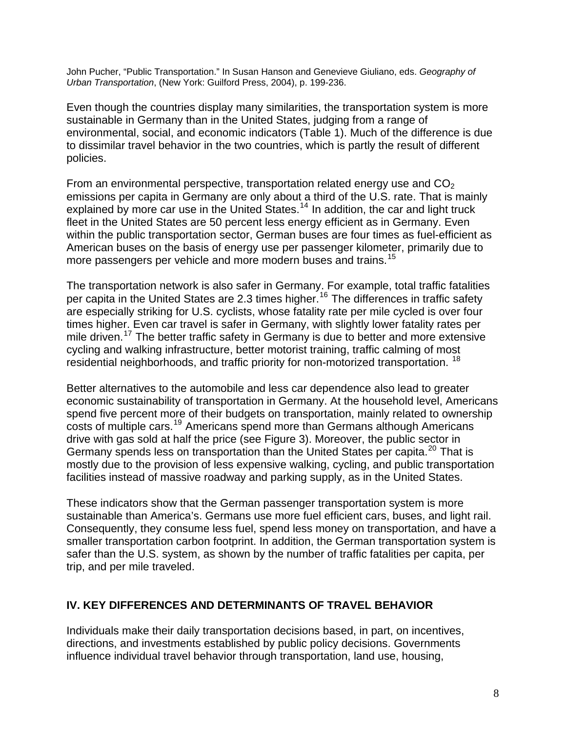John Pucher, "Public Transportation." In Susan Hanson and Genevieve Giuliano, eds. *Geography of Urban Transportation*, (New York: Guilford Press, 2004), p. 199-236.

Even though the countries display many similarities, the transportation system is more sustainable in Germany than in the United States, judging from a range of environmental, social, and economic indicators (Table 1). Much of the difference is due to dissimilar travel behavior in the two countries, which is partly the result of different policies.

From an environmental perspective, transportation related energy use and $CO_2$ emissions per capita in Germany are only about a third of the U.S. rate. That is mainly explained by more car use in the United States.[14] In addition, the car and light truck fleet in the United States are 50 percent less energy efficient as in Germany. Even within the public transportation sector, German buses are four times as fuel-efficient as American buses on the basis of energy use per passenger kilometer, primarily due to more passengers per vehicle and more modern buses and trains.[15]

The transportation network is also safer in Germany. For example, total traffic fatalities per capita in the United States are 2.3 times higher.[16] The differences in traffic safety are especially striking for U.S. cyclists, whose fatality rate per mile cycled is over four times higher. Even car travel is safer in Germany, with slightly lower fatality rates per mile driven.[17] The better traffic safety in Germany is due to better and more extensive cycling and walking infrastructure, better motorist training, traffic calming of most residential neighborhoods, and traffic priority for non-motorized transportation. [18]

Better alternatives to the automobile and less car dependence also lead to greater economic sustainability of transportation in Germany. At the household level, Americans spend five percent more of their budgets on transportation, mainly related to ownership costs of multiple cars.[19] Americans spend more than Germans although Americans drive with gas sold at half the price (see Figure 3). Moreover, the public sector in Germany spends less on transportation than the United States per capita.[20] That is mostly due to the provision of less expensive walking, cycling, and public transportation facilities instead of massive roadway and parking supply, as in the United States.

These indicators show that the German passenger transportation system is more sustainable than America's. Germans use more fuel efficient cars, buses, and light rail. Consequently, they consume less fuel, spend less money on transportation, and have a smaller transportation carbon footprint. In addition, the German transportation system is safer than the U.S. system, as shown by the number of traffic fatalities per capita, per trip, and per mile traveled.

## IV. KEY DIFFERENCES AND DETERMINANTS OF TRAVEL BEHAVIOR

Individuals make their daily transportation decisions based, in part, on incentives, directions, and investments established by public policy decisions. Governments influence individual travel behavior through transportation, land use, housing,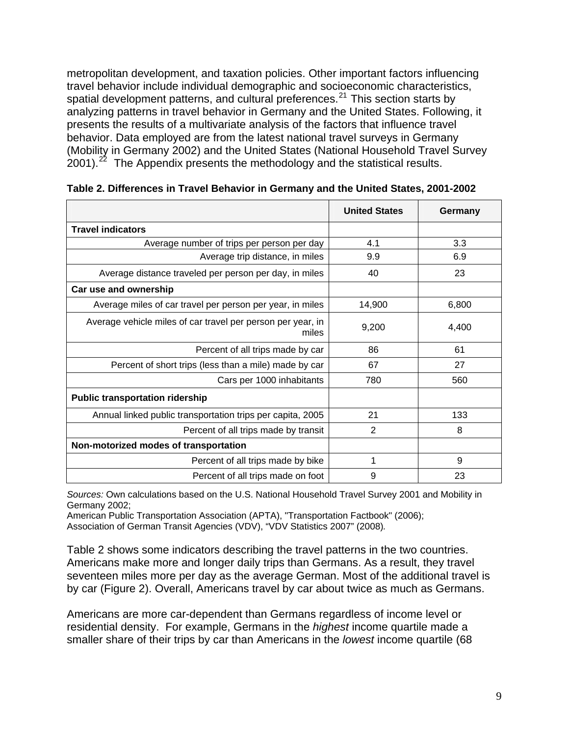metropolitan development, and taxation policies. Other important factors influencing travel behavior include individual demographic and socioeconomic characteristics, spatial development patterns, and cultural preferences.[21] This section starts by analyzing patterns in travel behavior in Germany and the United States. Following, it presents the results of a multivariate analysis of the factors that influence travel behavior. Data employed are from the latest national travel surveys in Germany (Mobility in Germany 2002) and the United States (National Household Travel Survey 2001).[22] The Appendix presents the methodology and the statistical results.

**Table 2. Differences in Travel Behavior in Germany and the United States, 2001-2002**

| | United States | Germany |
|---|---|---|
| **Travel indicators** | | |
| Average number of trips per person per day | 4.1 | 3.3 |
| Average trip distance, in miles | 9.9 | 6.9 |
| Average distance traveled per person per day, in miles | 40 | 23 |
| **Car use and ownership** | | |
| Average miles of car travel per person per year, in miles | 14,900 | 6,800 |
| Average vehicle miles of car travel per person per year, in miles | 9,200 | 4,400 |
| Percent of all trips made by car | 86 | 61 |
| Percent of short trips (less than a mile) made by car | 67 | 27 |
| Cars per 1000 inhabitants | 780 | 560 |
| **Public transportation ridership** | | |
| Annual linked public transportation trips per capita, 2005 | 21 | 133 |
| Percent of all trips made by transit | 2 | 8 |
| **Non-motorized modes of transportation** | | |
| Percent of all trips made by bike | 1 | 9 |
| Percent of all trips made on foot | 9 | 23 |

*Sources:* Own calculations based on the U.S. National Household Travel Survey 2001 and Mobility in Germany 2002;
American Public Transportation Association (APTA), "Transportation Factbook" (2006);
Association of German Transit Agencies (VDV), "VDV Statistics 2007" (2008).

Table 2 shows some indicators describing the travel patterns in the two countries. Americans make more and longer daily trips than Germans. As a result, they travel seventeen miles more per day as the average German. Most of the additional travel is by car (Figure 2). Overall, Americans travel by car about twice as much as Germans.

Americans are more car-dependent than Germans regardless of income level or residential density. For example, Germans in the *highest* income quartile made a smaller share of their trips by car than Americans in the *lowest* income quartile (68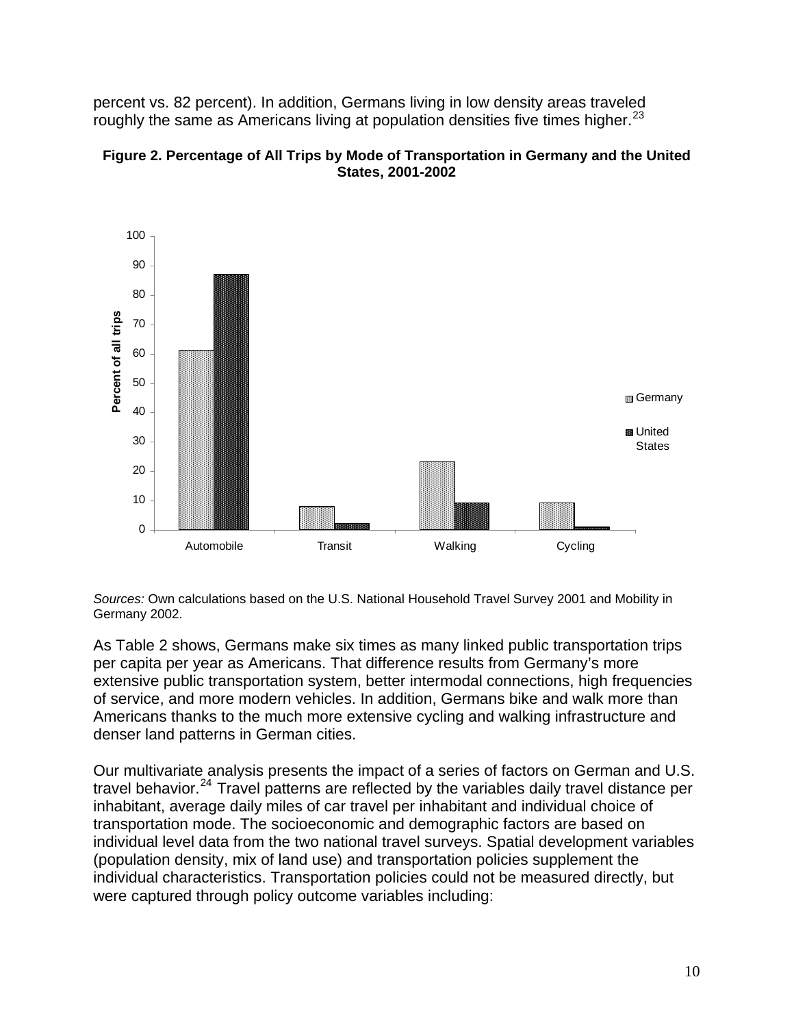percent vs. 82 percent). In addition, Germans living in low density areas traveled roughly the same as Americans living at population densities five times higher.[23]

**Figure 2. Percentage of All Trips by Mode of Transportation in Germany and the United States, 2001-2002**

*Sources:* Own calculations based on the U.S. National Household Travel Survey 2001 and Mobility in Germany 2002.

As Table 2 shows, Germans make six times as many linked public transportation trips per capita per year as Americans. That difference results from Germany's more extensive public transportation system, better intermodal connections, high frequencies of service, and more modern vehicles. In addition, Germans bike and walk more than Americans thanks to the much more extensive cycling and walking infrastructure and denser land patterns in German cities.

Our multivariate analysis presents the impact of a series of factors on German and U.S. travel behavior.[24] Travel patterns are reflected by the variables daily travel distance per inhabitant, average daily miles of car travel per inhabitant and individual choice of transportation mode. The socioeconomic and demographic factors are based on individual level data from the two national travel surveys. Spatial development variables (population density, mix of land use) and transportation policies supplement the individual characteristics. Transportation policies could not be measured directly, but were captured through policy outcome variables including: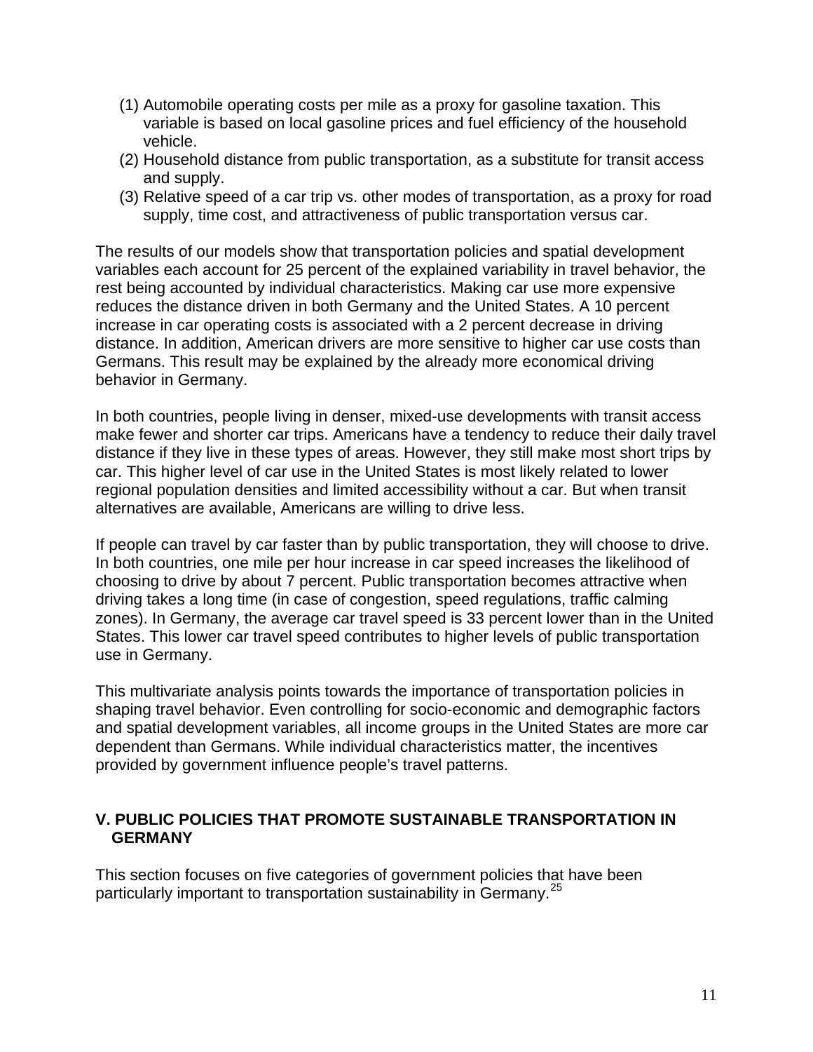(1) Automobile operating costs per mile as a proxy for gasoline taxation. This variable is based on local gasoline prices and fuel efficiency of the household vehicle.
(2) Household distance from public transportation, as a substitute for transit access and supply.
(3) Relative speed of a car trip vs. other modes of transportation, as a proxy for road supply, time cost, and attractiveness of public transportation versus car.

The results of our models show that transportation policies and spatial development variables each account for 25 percent of the explained variability in travel behavior, the rest being accounted by individual characteristics. Making car use more expensive reduces the distance driven in both Germany and the United States. A 10 percent increase in car operating costs is associated with a 2 percent decrease in driving distance. In addition, American drivers are more sensitive to higher car use costs than Germans. This result may be explained by the already more economical driving behavior in Germany.

In both countries, people living in denser, mixed-use developments with transit access make fewer and shorter car trips. Americans have a tendency to reduce their daily travel distance if they live in these types of areas. However, they still make most short trips by car. This higher level of car use in the United States is most likely related to lower regional population densities and limited accessibility without a car. But when transit alternatives are available, Americans are willing to drive less.

If people can travel by car faster than by public transportation, they will choose to drive. In both countries, one mile per hour increase in car speed increases the likelihood of choosing to drive by about 7 percent. Public transportation becomes attractive when driving takes a long time (in case of congestion, speed regulations, traffic calming zones). In Germany, the average car travel speed is 33 percent lower than in the United States. This lower car travel speed contributes to higher levels of public transportation use in Germany.

This multivariate analysis points towards the importance of transportation policies in shaping travel behavior. Even controlling for socio-economic and demographic factors and spatial development variables, all income groups in the United States are more car dependent than Germans. While individual characteristics matter, the incentives provided by government influence people's travel patterns.

## V. PUBLIC POLICIES THAT PROMOTE SUSTAINABLE TRANSPORTATION IN GERMANY

This section focuses on five categories of government policies that have been particularly important to transportation sustainability in Germany.[25]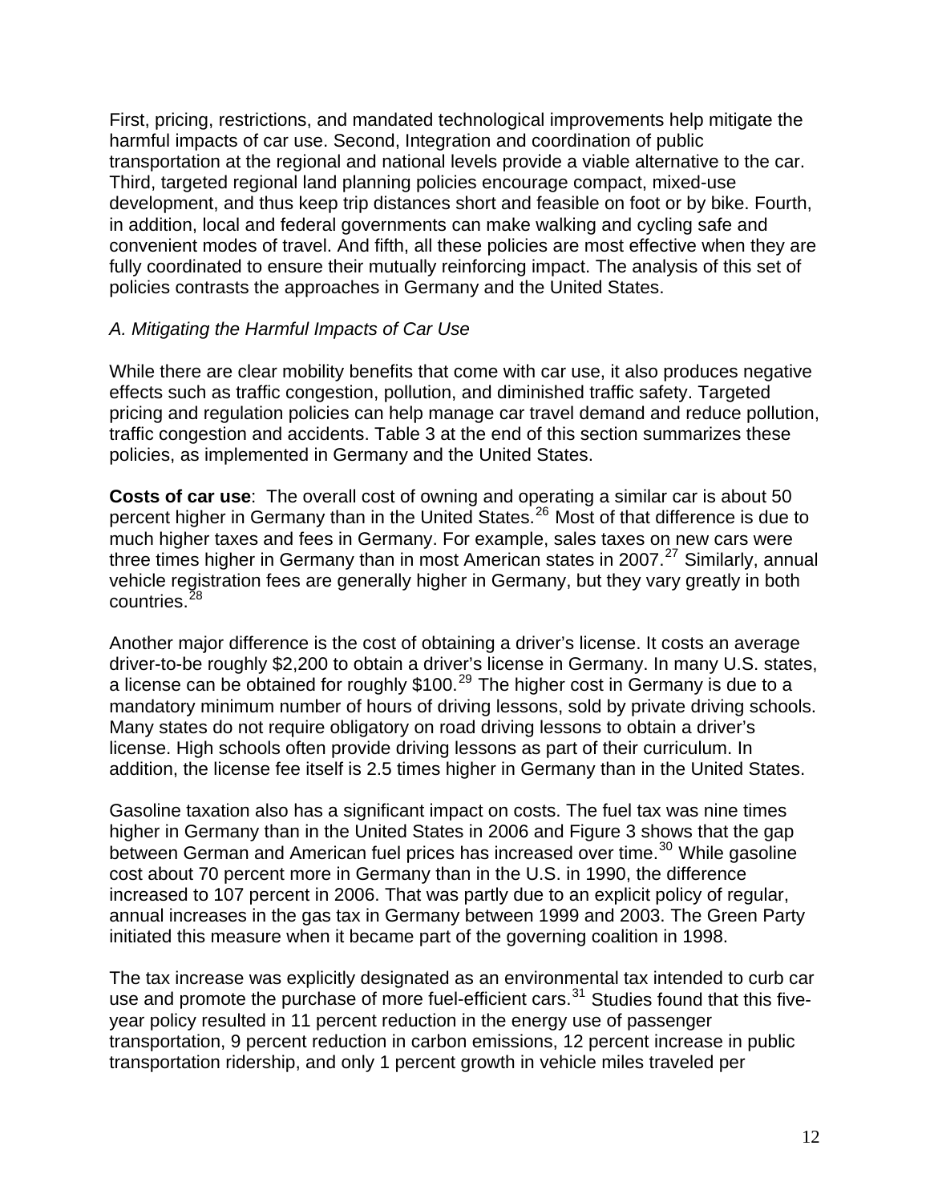First, pricing, restrictions, and mandated technological improvements help mitigate the harmful impacts of car use. Second, Integration and coordination of public transportation at the regional and national levels provide a viable alternative to the car. Third, targeted regional land planning policies encourage compact, mixed-use development, and thus keep trip distances short and feasible on foot or by bike. Fourth, in addition, local and federal governments can make walking and cycling safe and convenient modes of travel. And fifth, all these policies are most effective when they are fully coordinated to ensure their mutually reinforcing impact. The analysis of this set of policies contrasts the approaches in Germany and the United States.

*A. Mitigating the Harmful Impacts of Car Use*

While there are clear mobility benefits that come with car use, it also produces negative effects such as traffic congestion, pollution, and diminished traffic safety. Targeted pricing and regulation policies can help manage car travel demand and reduce pollution, traffic congestion and accidents. Table 3 at the end of this section summarizes these policies, as implemented in Germany and the United States.

**Costs of car use**: The overall cost of owning and operating a similar car is about 50 percent higher in Germany than in the United States.[26] Most of that difference is due to much higher taxes and fees in Germany. For example, sales taxes on new cars were three times higher in Germany than in most American states in 2007.[27] Similarly, annual vehicle registration fees are generally higher in Germany, but they vary greatly in both countries.[28]

Another major difference is the cost of obtaining a driver's license. It costs an average driver-to-be roughly $2,200 to obtain a driver's license in Germany. In many U.S. states, a license can be obtained for roughly $100.[29] The higher cost in Germany is due to a mandatory minimum number of hours of driving lessons, sold by private driving schools. Many states do not require obligatory on road driving lessons to obtain a driver's license. High schools often provide driving lessons as part of their curriculum. In addition, the license fee itself is 2.5 times higher in Germany than in the United States.

Gasoline taxation also has a significant impact on costs. The fuel tax was nine times higher in Germany than in the United States in 2006 and Figure 3 shows that the gap between German and American fuel prices has increased over time.[30] While gasoline cost about 70 percent more in Germany than in the U.S. in 1990, the difference increased to 107 percent in 2006. That was partly due to an explicit policy of regular, annual increases in the gas tax in Germany between 1999 and 2003. The Green Party initiated this measure when it became part of the governing coalition in 1998.

The tax increase was explicitly designated as an environmental tax intended to curb car use and promote the purchase of more fuel-efficient cars.[31] Studies found that this five-year policy resulted in 11 percent reduction in the energy use of passenger transportation, 9 percent reduction in carbon emissions, 12 percent increase in public transportation ridership, and only 1 percent growth in vehicle miles traveled per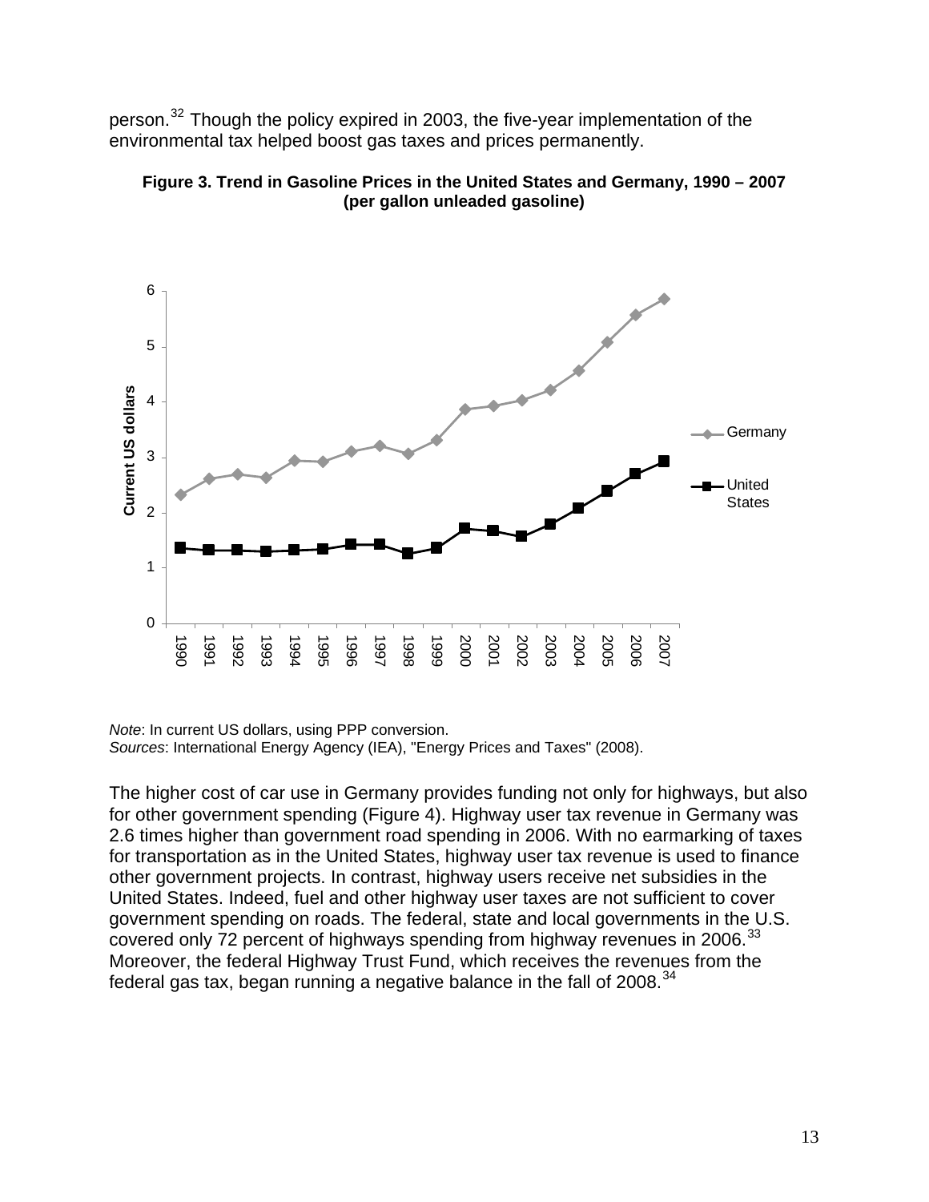person.[32] Though the policy expired in 2003, the five-year implementation of the environmental tax helped boost gas taxes and prices permanently.

**Figure 3. Trend in Gasoline Prices in the United States and Germany, 1990 – 2007 (per gallon unleaded gasoline)**

*Note*: In current US dollars, using PPP conversion.
*Sources*: International Energy Agency (IEA), "Energy Prices and Taxes" (2008).

The higher cost of car use in Germany provides funding not only for highways, but also for other government spending (Figure 4). Highway user tax revenue in Germany was 2.6 times higher than government road spending in 2006. With no earmarking of taxes for transportation as in the United States, highway user tax revenue is used to finance other government projects. In contrast, highway users receive net subsidies in the United States. Indeed, fuel and other highway user taxes are not sufficient to cover government spending on roads. The federal, state and local governments in the U.S. covered only 72 percent of highways spending from highway revenues in 2006.[33] Moreover, the federal Highway Trust Fund, which receives the revenues from the federal gas tax, began running a negative balance in the fall of 2008.[34]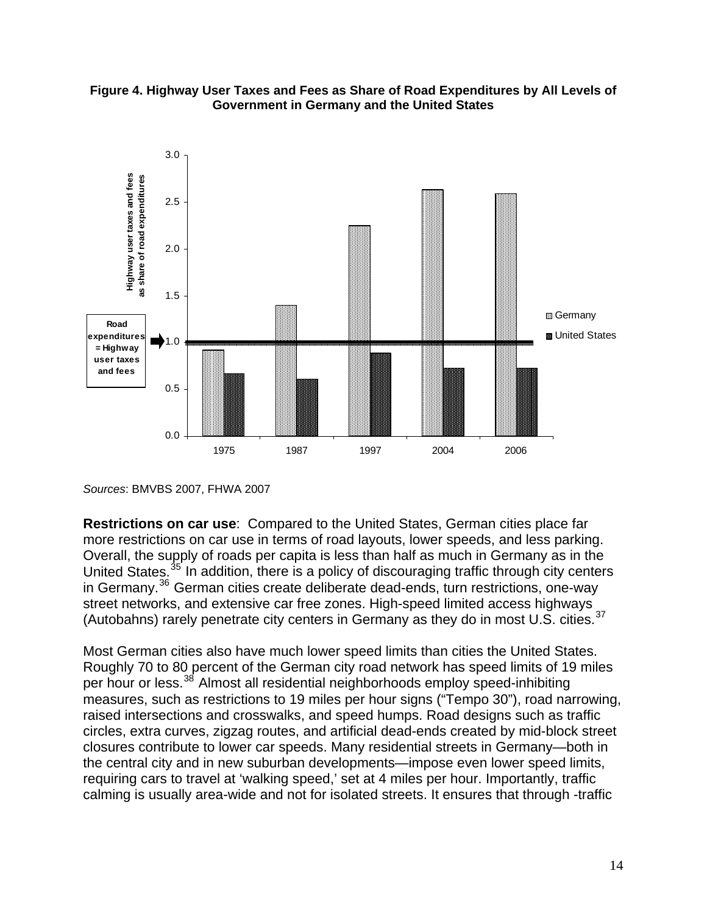**Figure 4. Highway User Taxes and Fees as Share of Road Expenditures by All Levels of Government in Germany and the United States**

*Sources*: BMVBS 2007, FHWA 2007

**Restrictions on car use**: Compared to the United States, German cities place far more restrictions on car use in terms of road layouts, lower speeds, and less parking. Overall, the supply of roads per capita is less than half as much in Germany as in the United States.[35] In addition, there is a policy of discouraging traffic through city centers in Germany.[36] German cities create deliberate dead-ends, turn restrictions, one-way street networks, and extensive car free zones. High-speed limited access highways (Autobahns) rarely penetrate city centers in Germany as they do in most U.S. cities.[37]

Most German cities also have much lower speed limits than cities the United States. Roughly 70 to 80 percent of the German city road network has speed limits of 19 miles per hour or less.[38] Almost all residential neighborhoods employ speed-inhibiting measures, such as restrictions to 19 miles per hour signs ("Tempo 30"), road narrowing, raised intersections and crosswalks, and speed humps. Road designs such as traffic circles, extra curves, zigzag routes, and artificial dead-ends created by mid-block street closures contribute to lower car speeds. Many residential streets in Germany—both in the central city and in new suburban developments—impose even lower speed limits, requiring cars to travel at 'walking speed,' set at 4 miles per hour. Importantly, traffic calming is usually area-wide and not for isolated streets. It ensures that through -traffic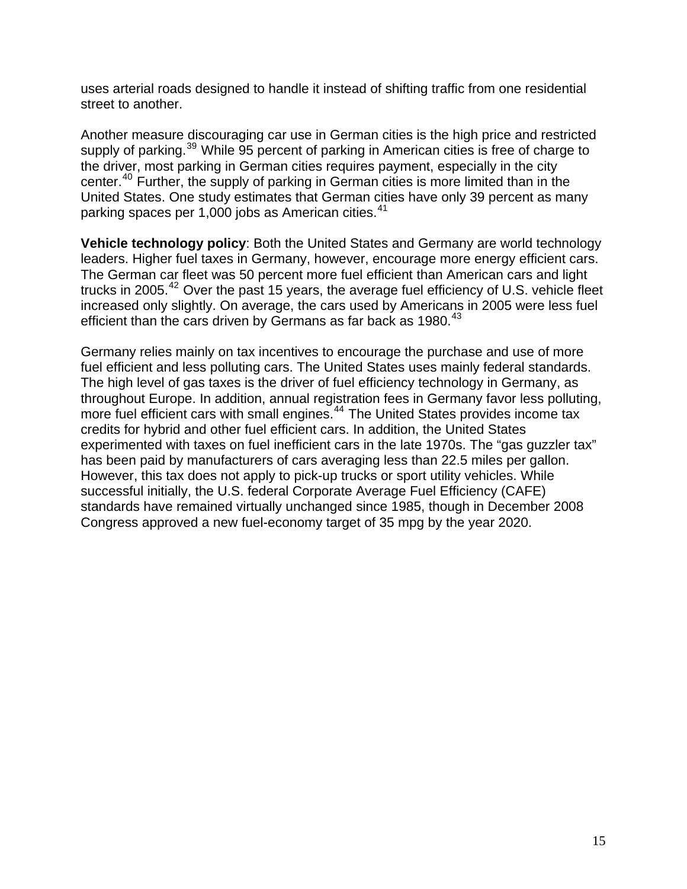uses arterial roads designed to handle it instead of shifting traffic from one residential street to another.

Another measure discouraging car use in German cities is the high price and restricted supply of parking.[39] While 95 percent of parking in American cities is free of charge to the driver, most parking in German cities requires payment, especially in the city center.[40] Further, the supply of parking in German cities is more limited than in the United States. One study estimates that German cities have only 39 percent as many parking spaces per 1,000 jobs as American cities.[41]

**Vehicle technology policy**: Both the United States and Germany are world technology leaders. Higher fuel taxes in Germany, however, encourage more energy efficient cars. The German car fleet was 50 percent more fuel efficient than American cars and light trucks in 2005.[42] Over the past 15 years, the average fuel efficiency of U.S. vehicle fleet increased only slightly. On average, the cars used by Americans in 2005 were less fuel efficient than the cars driven by Germans as far back as 1980.[43]

Germany relies mainly on tax incentives to encourage the purchase and use of more fuel efficient and less polluting cars. The United States uses mainly federal standards. The high level of gas taxes is the driver of fuel efficiency technology in Germany, as throughout Europe. In addition, annual registration fees in Germany favor less polluting, more fuel efficient cars with small engines.[44] The United States provides income tax credits for hybrid and other fuel efficient cars. In addition, the United States experimented with taxes on fuel inefficient cars in the late 1970s. The "gas guzzler tax" has been paid by manufacturers of cars averaging less than 22.5 miles per gallon. However, this tax does not apply to pick-up trucks or sport utility vehicles. While successful initially, the U.S. federal Corporate Average Fuel Efficiency (CAFE) standards have remained virtually unchanged since 1985, though in December 2008 Congress approved a new fuel-economy target of 35 mpg by the year 2020.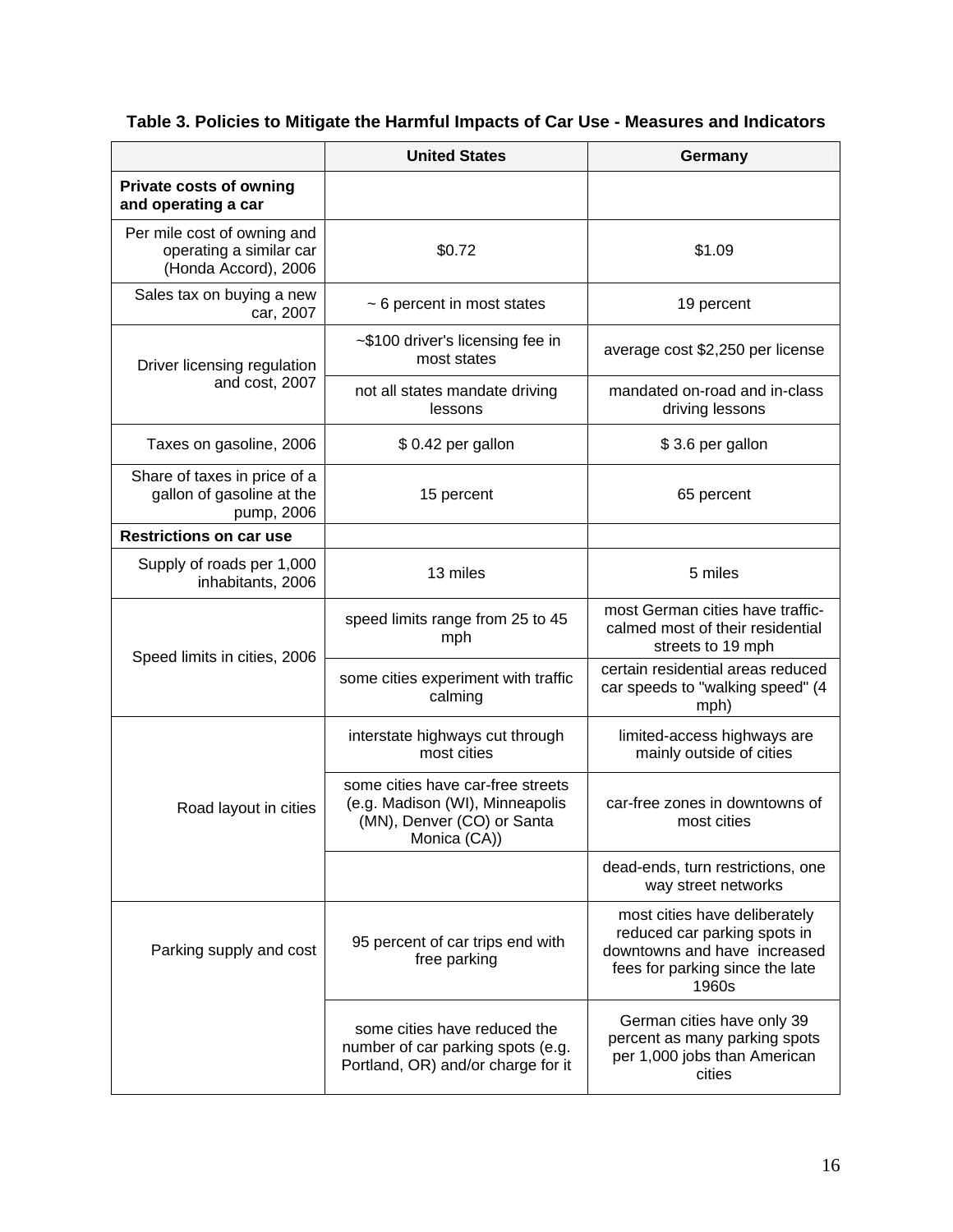**Table 3. Policies to Mitigate the Harmful Impacts of Car Use - Measures and Indicators**

| | United States | Germany |
|---|---|---|
| **Private costs of owning and operating a car** | | |
| Per mile cost of owning and operating a similar car (Honda Accord), 2006 | $0.72 | $1.09 |
| Sales tax on buying a new car, 2007 | ~ 6 percent in most states | 19 percent |
| Driver licensing regulation and cost, 2007 | ~$100 driver's licensing fee in most states | average cost $2,250 per license |
| | not all states mandate driving lessons | mandated on-road and in-class driving lessons |
| Taxes on gasoline, 2006 | $ 0.42 per gallon | $ 3.6 per gallon |
| Share of taxes in price of a gallon of gasoline at the pump, 2006 | 15 percent | 65 percent |
| **Restrictions on car use** | | |
| Supply of roads per 1,000 inhabitants, 2006 | 13 miles | 5 miles |
| Speed limits in cities, 2006 | speed limits range from 25 to 45 mph | most German cities have traffic-calmed most of their residential streets to 19 mph |
| | some cities experiment with traffic calming | certain residential areas reduced car speeds to "walking speed" (4 mph) |
| Road layout in cities | interstate highways cut through most cities | limited-access highways are mainly outside of cities |
| | some cities have car-free streets (e.g. Madison (WI), Minneapolis (MN), Denver (CO) or Santa Monica (CA)) | car-free zones in downtowns of most cities |
| | | dead-ends, turn restrictions, one way street networks |
| Parking supply and cost | 95 percent of car trips end with free parking | most cities have deliberately reduced car parking spots in downtowns and have increased fees for parking since the late 1960s |
| | some cities have reduced the number of car parking spots (e.g. Portland, OR) and/or charge for it | German cities have only 39 percent as many parking spots per 1,000 jobs than American cities |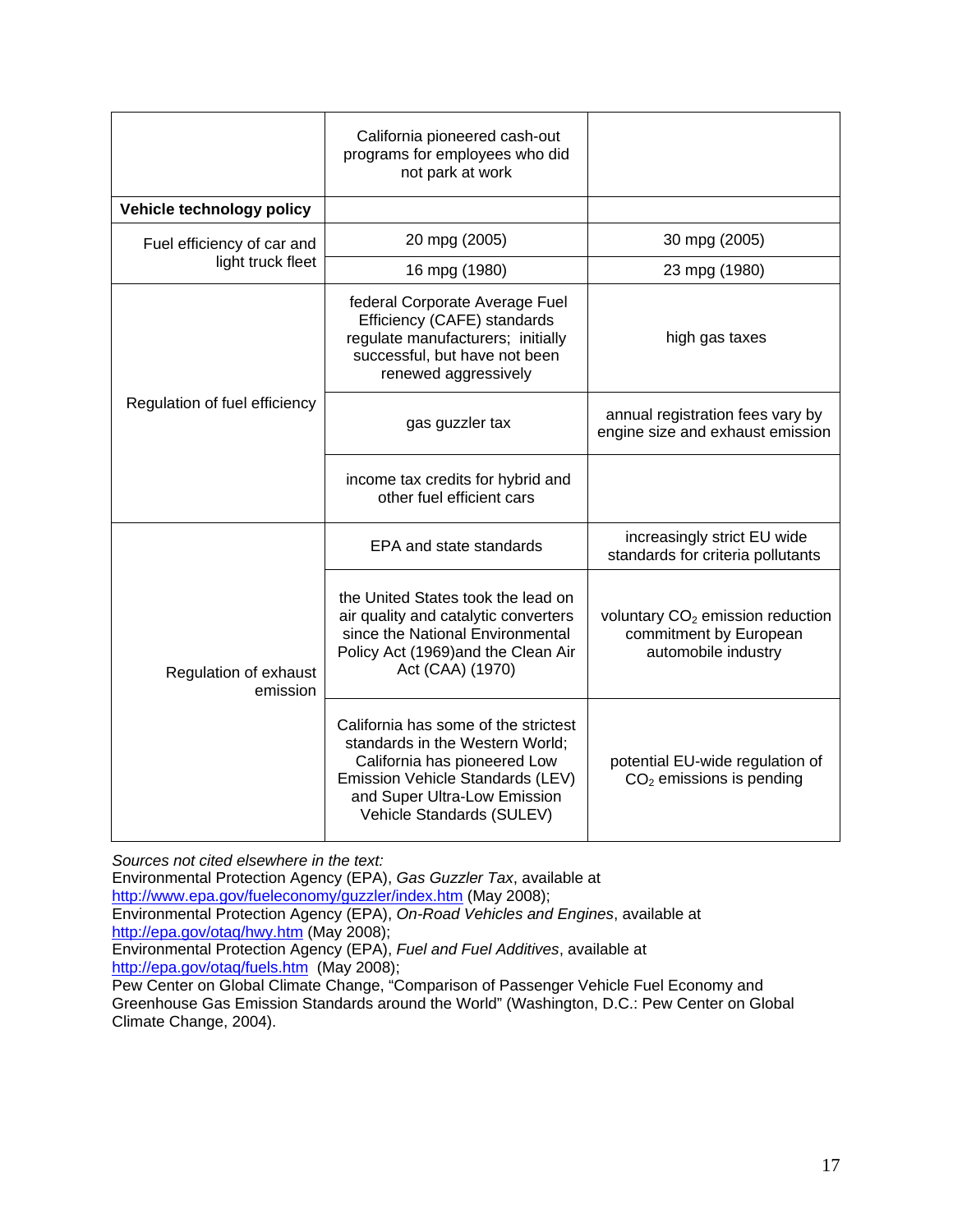| | | |
|---|---|---|
| | California pioneered cash-out programs for employees who did not park at work | |
| **Vehicle technology policy** | | |
| Fuel efficiency of car and light truck fleet | 20 mpg (2005) | 30 mpg (2005) |
| | 16 mpg (1980) | 23 mpg (1980) |
| Regulation of fuel efficiency | federal Corporate Average Fuel Efficiency (CAFE) standards regulate manufacturers; initially successful, but have not been renewed aggressively | high gas taxes |
| | gas guzzler tax | annual registration fees vary by engine size and exhaust emission |
| | income tax credits for hybrid and other fuel efficient cars | |
| Regulation of exhaust emission | EPA and state standards | increasingly strict EU wide standards for criteria pollutants |
| | the United States took the lead on air quality and catalytic converters since the National Environmental Policy Act (1969)and the Clean Air Act (CAA) (1970) | voluntary $CO_2$ emission reduction commitment by European automobile industry |
| | California has some of the strictest standards in the Western World; California has pioneered Low Emission Vehicle Standards (LEV) and Super Ultra-Low Emission Vehicle Standards (SULEV) | potential EU-wide regulation of $CO_2$ emissions is pending |

*Sources not cited elsewhere in the text:*
Environmental Protection Agency (EPA), *Gas Guzzler Tax*, available at http://www.epa.gov/fueleconomy/guzzler/index.htm (May 2008);
Environmental Protection Agency (EPA), *On-Road Vehicles and Engines*, available at http://epa.gov/otaq/hwy.htm (May 2008);
Environmental Protection Agency (EPA), *Fuel and Fuel Additives*, available at http://epa.gov/otaq/fuels.htm (May 2008);
Pew Center on Global Climate Change, "Comparison of Passenger Vehicle Fuel Economy and Greenhouse Gas Emission Standards around the World" (Washington, D.C.: Pew Center on Global Climate Change, 2004).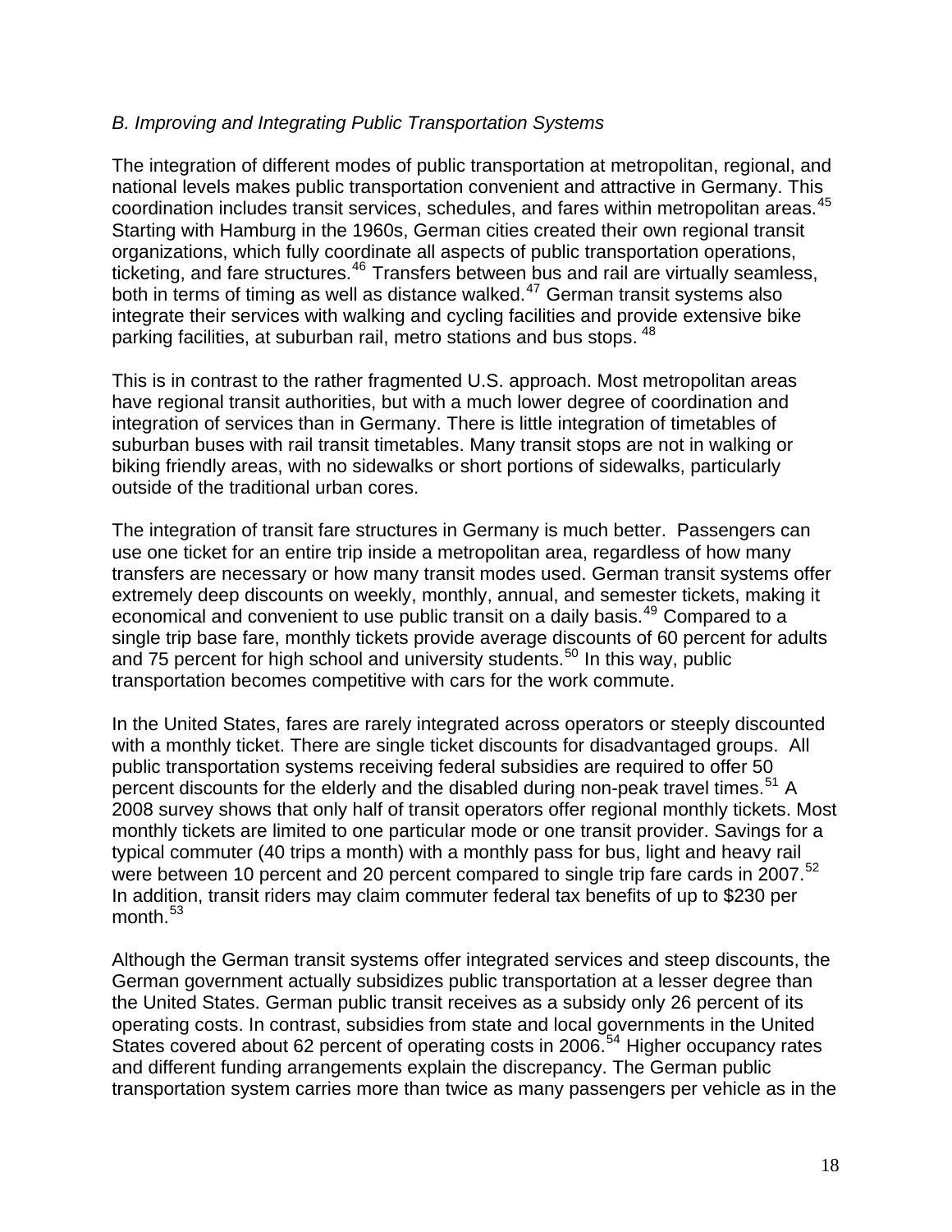*B. Improving and Integrating Public Transportation Systems*

The integration of different modes of public transportation at metropolitan, regional, and national levels makes public transportation convenient and attractive in Germany. This coordination includes transit services, schedules, and fares within metropolitan areas.[45] Starting with Hamburg in the 1960s, German cities created their own regional transit organizations, which fully coordinate all aspects of public transportation operations, ticketing, and fare structures.[46] Transfers between bus and rail are virtually seamless, both in terms of timing as well as distance walked.[47] German transit systems also integrate their services with walking and cycling facilities and provide extensive bike parking facilities, at suburban rail, metro stations and bus stops.[48]

This is in contrast to the rather fragmented U.S. approach. Most metropolitan areas have regional transit authorities, but with a much lower degree of coordination and integration of services than in Germany. There is little integration of timetables of suburban buses with rail transit timetables. Many transit stops are not in walking or biking friendly areas, with no sidewalks or short portions of sidewalks, particularly outside of the traditional urban cores.

The integration of transit fare structures in Germany is much better. Passengers can use one ticket for an entire trip inside a metropolitan area, regardless of how many transfers are necessary or how many transit modes used. German transit systems offer extremely deep discounts on weekly, monthly, annual, and semester tickets, making it economical and convenient to use public transit on a daily basis.[49] Compared to a single trip base fare, monthly tickets provide average discounts of 60 percent for adults and 75 percent for high school and university students.[50] In this way, public transportation becomes competitive with cars for the work commute.

In the United States, fares are rarely integrated across operators or steeply discounted with a monthly ticket. There are single ticket discounts for disadvantaged groups. All public transportation systems receiving federal subsidies are required to offer 50 percent discounts for the elderly and the disabled during non-peak travel times.[51] A 2008 survey shows that only half of transit operators offer regional monthly tickets. Most monthly tickets are limited to one particular mode or one transit provider. Savings for a typical commuter (40 trips a month) with a monthly pass for bus, light and heavy rail were between 10 percent and 20 percent compared to single trip fare cards in 2007.[52] In addition, transit riders may claim commuter federal tax benefits of up to $230 per month.[53]

Although the German transit systems offer integrated services and steep discounts, the German government actually subsidizes public transportation at a lesser degree than the United States. German public transit receives as a subsidy only 26 percent of its operating costs. In contrast, subsidies from state and local governments in the United States covered about 62 percent of operating costs in 2006.[54] Higher occupancy rates and different funding arrangements explain the discrepancy. The German public transportation system carries more than twice as many passengers per vehicle as in the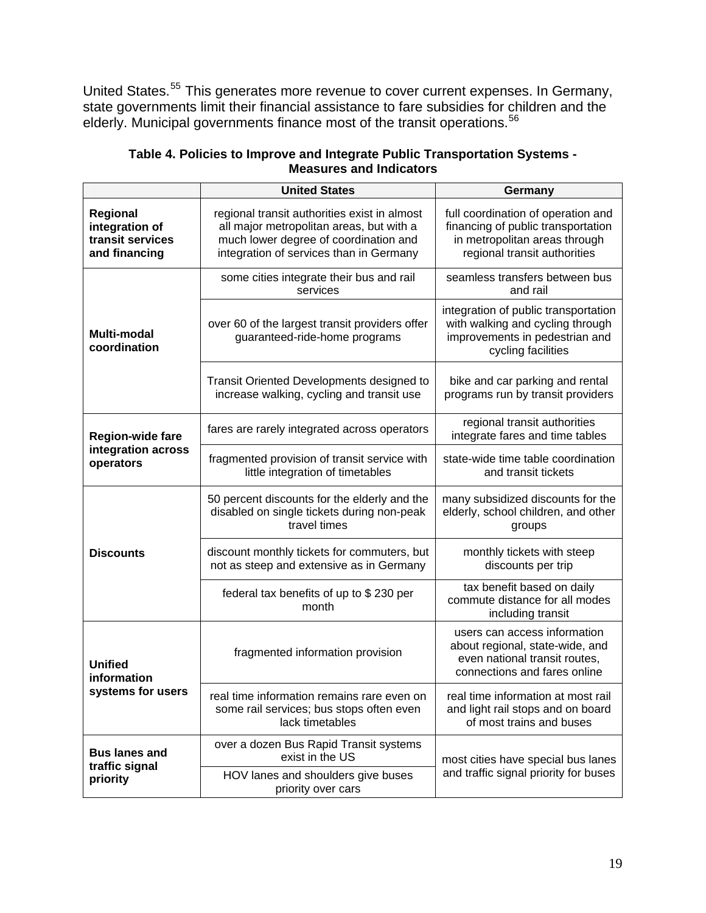United States.[55] This generates more revenue to cover current expenses. In Germany, state governments limit their financial assistance to fare subsidies for children and the elderly. Municipal governments finance most of the transit operations.[56]

**Table 4. Policies to Improve and Integrate Public Transportation Systems - Measures and Indicators**

| | United States | Germany |
|---|---|---|
| **Regional integration of transit services and financing** | regional transit authorities exist in almost all major metropolitan areas, but with a much lower degree of coordination and integration of services than in Germany | full coordination of operation and financing of public transportation in metropolitan areas through regional transit authorities |
| **Multi-modal coordination** | some cities integrate their bus and rail services | seamless transfers between bus and rail |
| | over 60 of the largest transit providers offer guaranteed-ride-home programs | integration of public transportation with walking and cycling through improvements in pedestrian and cycling facilities |
| | Transit Oriented Developments designed to increase walking, cycling and transit use | bike and car parking and rental programs run by transit providers |
| **Region-wide fare integration across operators** | fares are rarely integrated across operators | regional transit authorities integrate fares and time tables |
| | fragmented provision of transit service with little integration of timetables | state-wide time table coordination and transit tickets |
| **Discounts** | 50 percent discounts for the elderly and the disabled on single tickets during non-peak travel times | many subsidized discounts for the elderly, school children, and other groups |
| | discount monthly tickets for commuters, but not as steep and extensive as in Germany | monthly tickets with steep discounts per trip |
| | federal tax benefits of up to $ 230 per month | tax benefit based on daily commute distance for all modes including transit |
| **Unified information systems for users** | fragmented information provision | users can access information about regional, state-wide, and even national transit routes, connections and fares online |
| | real time information remains rare even on some rail services; bus stops often even lack timetables | real time information at most rail and light rail stops and on board of most trains and buses |
| **Bus lanes and traffic signal priority** | over a dozen Bus Rapid Transit systems exist in the US | most cities have special bus lanes and traffic signal priority for buses |
| | HOV lanes and shoulders give buses priority over cars | |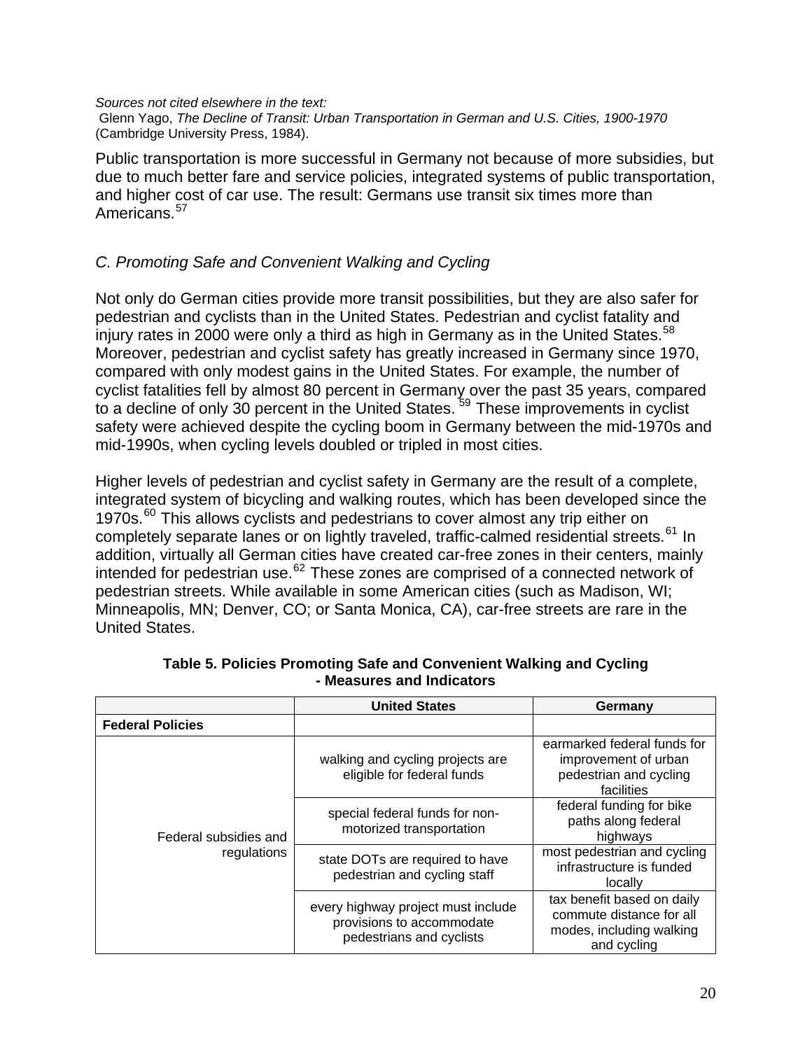*Sources not cited elsewhere in the text:*
Glenn Yago, *The Decline of Transit: Urban Transportation in German and U.S. Cities, 1900-1970* (Cambridge University Press, 1984).

Public transportation is more successful in Germany not because of more subsidies, but due to much better fare and service policies, integrated systems of public transportation, and higher cost of car use. The result: Germans use transit six times more than Americans.[57]

### *C. Promoting Safe and Convenient Walking and Cycling*

Not only do German cities provide more transit possibilities, but they are also safer for pedestrian and cyclists than in the United States. Pedestrian and cyclist fatality and injury rates in 2000 were only a third as high in Germany as in the United States.[58] Moreover, pedestrian and cyclist safety has greatly increased in Germany since 1970, compared with only modest gains in the United States. For example, the number of cyclist fatalities fell by almost 80 percent in Germany over the past 35 years, compared to a decline of only 30 percent in the United States.[59] These improvements in cyclist safety were achieved despite the cycling boom in Germany between the mid-1970s and mid-1990s, when cycling levels doubled or tripled in most cities.

Higher levels of pedestrian and cyclist safety in Germany are the result of a complete, integrated system of bicycling and walking routes, which has been developed since the 1970s.[60] This allows cyclists and pedestrians to cover almost any trip either on completely separate lanes or on lightly traveled, traffic-calmed residential streets.[61] In addition, virtually all German cities have created car-free zones in their centers, mainly intended for pedestrian use.[62] These zones are comprised of a connected network of pedestrian streets. While available in some American cities (such as Madison, WI; Minneapolis, MN; Denver, CO; or Santa Monica, CA), car-free streets are rare in the United States.

**Table 5. Policies Promoting Safe and Convenient Walking and Cycling - Measures and Indicators**

| | United States | Germany |
|---|---|---|
| **Federal Policies** | | |
| Federal subsidies and regulations | walking and cycling projects are eligible for federal funds | earmarked federal funds for improvement of urban pedestrian and cycling facilities |
| | special federal funds for non-motorized transportation | federal funding for bike paths along federal highways |
| | state DOTs are required to have pedestrian and cycling staff | most pedestrian and cycling infrastructure is funded locally |
| | every highway project must include provisions to accommodate pedestrians and cyclists | tax benefit based on daily commute distance for all modes, including walking and cycling |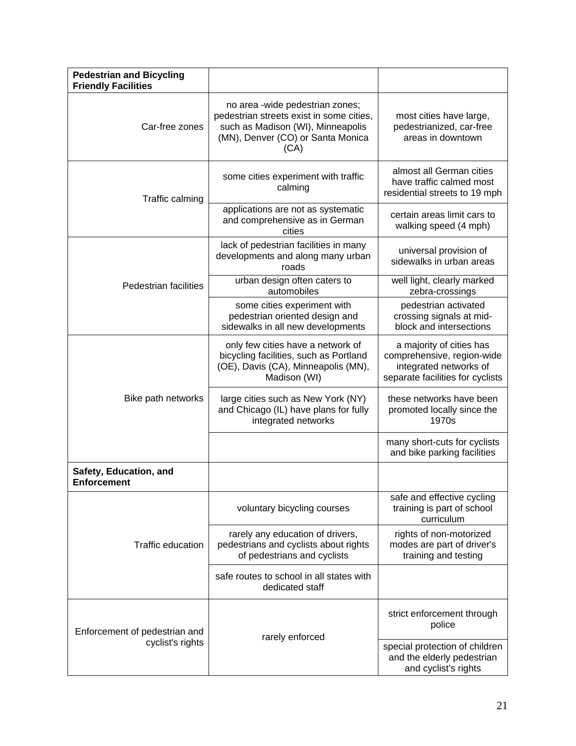| Pedestrian and Bicycling Friendly Facilities | | |
|---|---|---|
| Car-free zones | no area -wide pedestrian zones; pedestrian streets exist in some cities, such as Madison (WI), Minneapolis (MN), Denver (CO) or Santa Monica (CA) | most cities have large, pedestrianized, car-free areas in downtown |
| Traffic calming | some cities experiment with traffic calming | almost all German cities have traffic calmed most residential streets to 19 mph |
| | applications are not as systematic and comprehensive as in German cities | certain areas limit cars to walking speed (4 mph) |
| Pedestrian facilities | lack of pedestrian facilities in many developments and along many urban roads | universal provision of sidewalks in urban areas |
| | urban design often caters to automobiles | well light, clearly marked zebra-crossings |
| | some cities experiment with pedestrian oriented design and sidewalks in all new developments | pedestrian activated crossing signals at mid-block and intersections |
| Bike path networks | only few cities have a network of bicycling facilities, such as Portland (OE), Davis (CA), Minneapolis (MN), Madison (WI) | a majority of cities has comprehensive, region-wide integrated networks of separate facilities for cyclists |
| | large cities such as New York (NY) and Chicago (IL) have plans for fully integrated networks | these networks have been promoted locally since the 1970s |
| | | many short-cuts for cyclists and bike parking facilities |
| **Safety, Education, and Enforcement** | | |
| Traffic education | voluntary bicycling courses | safe and effective cycling training is part of school curriculum |
| | rarely any education of drivers, pedestrians and cyclists about rights of pedestrians and cyclists | rights of non-motorized modes are part of driver's training and testing |
| | safe routes to school in all states with dedicated staff | |
| Enforcement of pedestrian and cyclist's rights | rarely enforced | strict enforcement through police |
| | | special protection of children and the elderly pedestrian and cyclist's rights |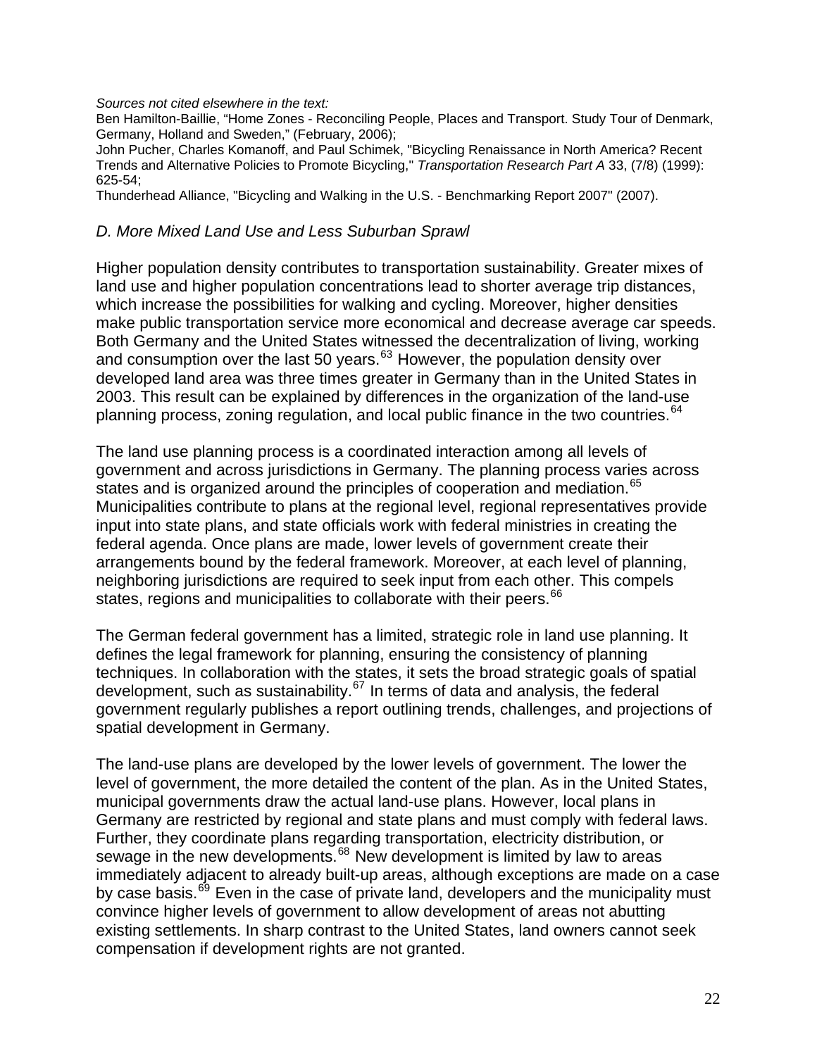*Sources not cited elsewhere in the text:*
Ben Hamilton-Baillie, “Home Zones - Reconciling People, Places and Transport. Study Tour of Denmark, Germany, Holland and Sweden,” (February, 2006);
John Pucher, Charles Komanoff, and Paul Schimek, "Bicycling Renaissance in North America? Recent Trends and Alternative Policies to Promote Bicycling," *Transportation Research Part A* 33, (7/8) (1999): 625-54;
Thunderhead Alliance, "Bicycling and Walking in the U.S. - Benchmarking Report 2007" (2007).

### *D. More Mixed Land Use and Less Suburban Sprawl*

Higher population density contributes to transportation sustainability. Greater mixes of land use and higher population concentrations lead to shorter average trip distances, which increase the possibilities for walking and cycling. Moreover, higher densities make public transportation service more economical and decrease average car speeds. Both Germany and the United States witnessed the decentralization of living, working and consumption over the last 50 years.[63] However, the population density over developed land area was three times greater in Germany than in the United States in 2003. This result can be explained by differences in the organization of the land-use planning process, zoning regulation, and local public finance in the two countries.[64]

The land use planning process is a coordinated interaction among all levels of government and across jurisdictions in Germany. The planning process varies across states and is organized around the principles of cooperation and mediation.[65] Municipalities contribute to plans at the regional level, regional representatives provide input into state plans, and state officials work with federal ministries in creating the federal agenda. Once plans are made, lower levels of government create their arrangements bound by the federal framework. Moreover, at each level of planning, neighboring jurisdictions are required to seek input from each other. This compels states, regions and municipalities to collaborate with their peers.[66]

The German federal government has a limited, strategic role in land use planning. It defines the legal framework for planning, ensuring the consistency of planning techniques. In collaboration with the states, it sets the broad strategic goals of spatial development, such as sustainability.[67] In terms of data and analysis, the federal government regularly publishes a report outlining trends, challenges, and projections of spatial development in Germany.

The land-use plans are developed by the lower levels of government. The lower the level of government, the more detailed the content of the plan. As in the United States, municipal governments draw the actual land-use plans. However, local plans in Germany are restricted by regional and state plans and must comply with federal laws. Further, they coordinate plans regarding transportation, electricity distribution, or sewage in the new developments.[68] New development is limited by law to areas immediately adjacent to already built-up areas, although exceptions are made on a case by case basis.[69] Even in the case of private land, developers and the municipality must convince higher levels of government to allow development of areas not abutting existing settlements. In sharp contrast to the United States, land owners cannot seek compensation if development rights are not granted.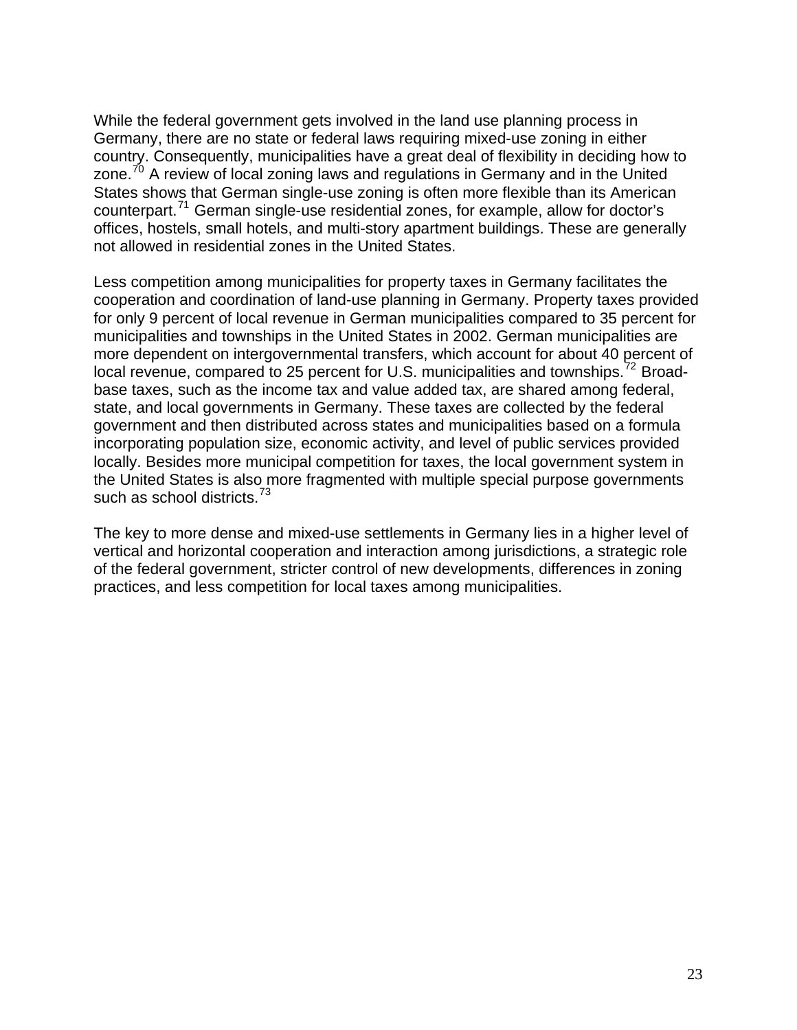While the federal government gets involved in the land use planning process in Germany, there are no state or federal laws requiring mixed-use zoning in either country. Consequently, municipalities have a great deal of flexibility in deciding how to zone.[70] A review of local zoning laws and regulations in Germany and in the United States shows that German single-use zoning is often more flexible than its American counterpart.[71] German single-use residential zones, for example, allow for doctor's offices, hostels, small hotels, and multi-story apartment buildings. These are generally not allowed in residential zones in the United States.

Less competition among municipalities for property taxes in Germany facilitates the cooperation and coordination of land-use planning in Germany. Property taxes provided for only 9 percent of local revenue in German municipalities compared to 35 percent for municipalities and townships in the United States in 2002. German municipalities are more dependent on intergovernmental transfers, which account for about 40 percent of local revenue, compared to 25 percent for U.S. municipalities and townships.[72] Broad-base taxes, such as the income tax and value added tax, are shared among federal, state, and local governments in Germany. These taxes are collected by the federal government and then distributed across states and municipalities based on a formula incorporating population size, economic activity, and level of public services provided locally. Besides more municipal competition for taxes, the local government system in the United States is also more fragmented with multiple special purpose governments such as school districts.[73]

The key to more dense and mixed-use settlements in Germany lies in a higher level of vertical and horizontal cooperation and interaction among jurisdictions, a strategic role of the federal government, stricter control of new developments, differences in zoning practices, and less competition for local taxes among municipalities.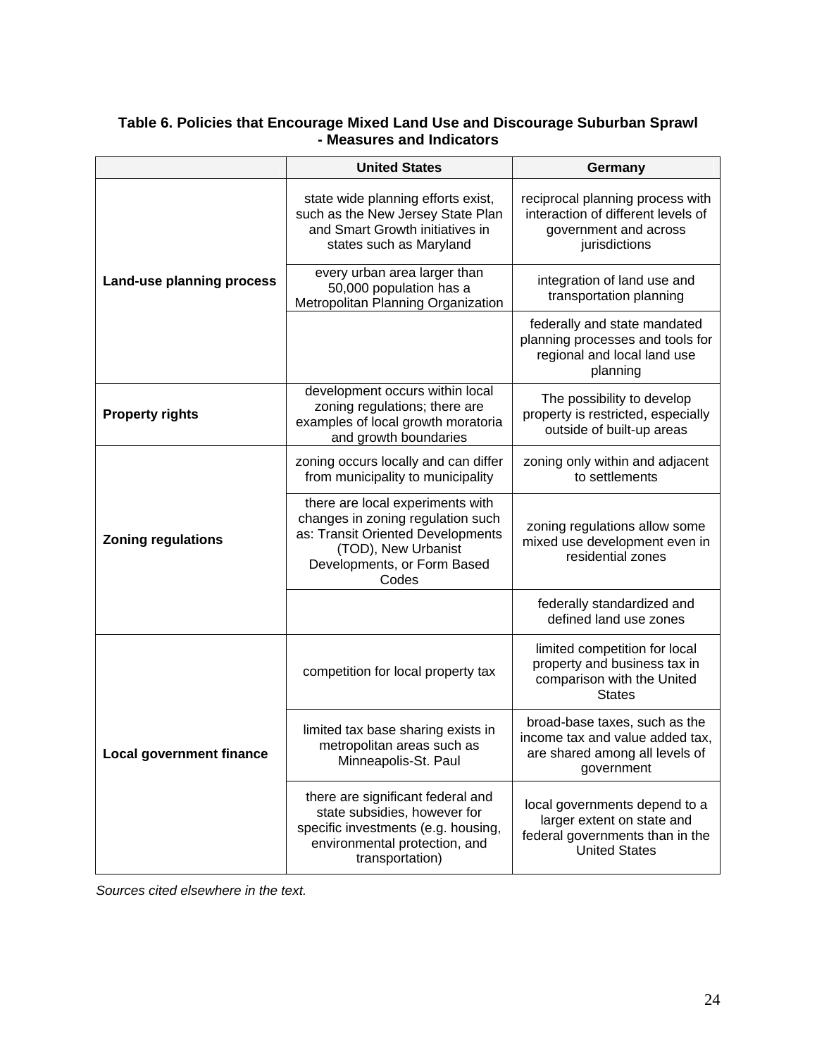**Table 6. Policies that Encourage Mixed Land Use and Discourage Suburban Sprawl - Measures and Indicators**

| | United States | Germany |
|---|---|---|
| **Land-use planning process** | state wide planning efforts exist, such as the New Jersey State Plan and Smart Growth initiatives in states such as Maryland | reciprocal planning process with interaction of different levels of government and across jurisdictions |
| | every urban area larger than 50,000 population has a Metropolitan Planning Organization | integration of land use and transportation planning |
| | | federally and state mandated planning processes and tools for regional and local land use planning |
| **Property rights** | development occurs within local zoning regulations; there are examples of local growth moratoria and growth boundaries | The possibility to develop property is restricted, especially outside of built-up areas |
| **Zoning regulations** | zoning occurs locally and can differ from municipality to municipality | zoning only within and adjacent to settlements |
| | there are local experiments with changes in zoning regulation such as: Transit Oriented Developments (TOD), New Urbanist Developments, or Form Based Codes | zoning regulations allow some mixed use development even in residential zones |
| | | federally standardized and defined land use zones |
| **Local government finance** | competition for local property tax | limited competition for local property and business tax in comparison with the United States |
| | limited tax base sharing exists in metropolitan areas such as Minneapolis-St. Paul | broad-base taxes, such as the income tax and value added tax, are shared among all levels of government |
| | there are significant federal and state subsidies, however for specific investments (e.g. housing, environmental protection, and transportation) | local governments depend to a larger extent on state and federal governments than in the United States |

*Sources cited elsewhere in the text.*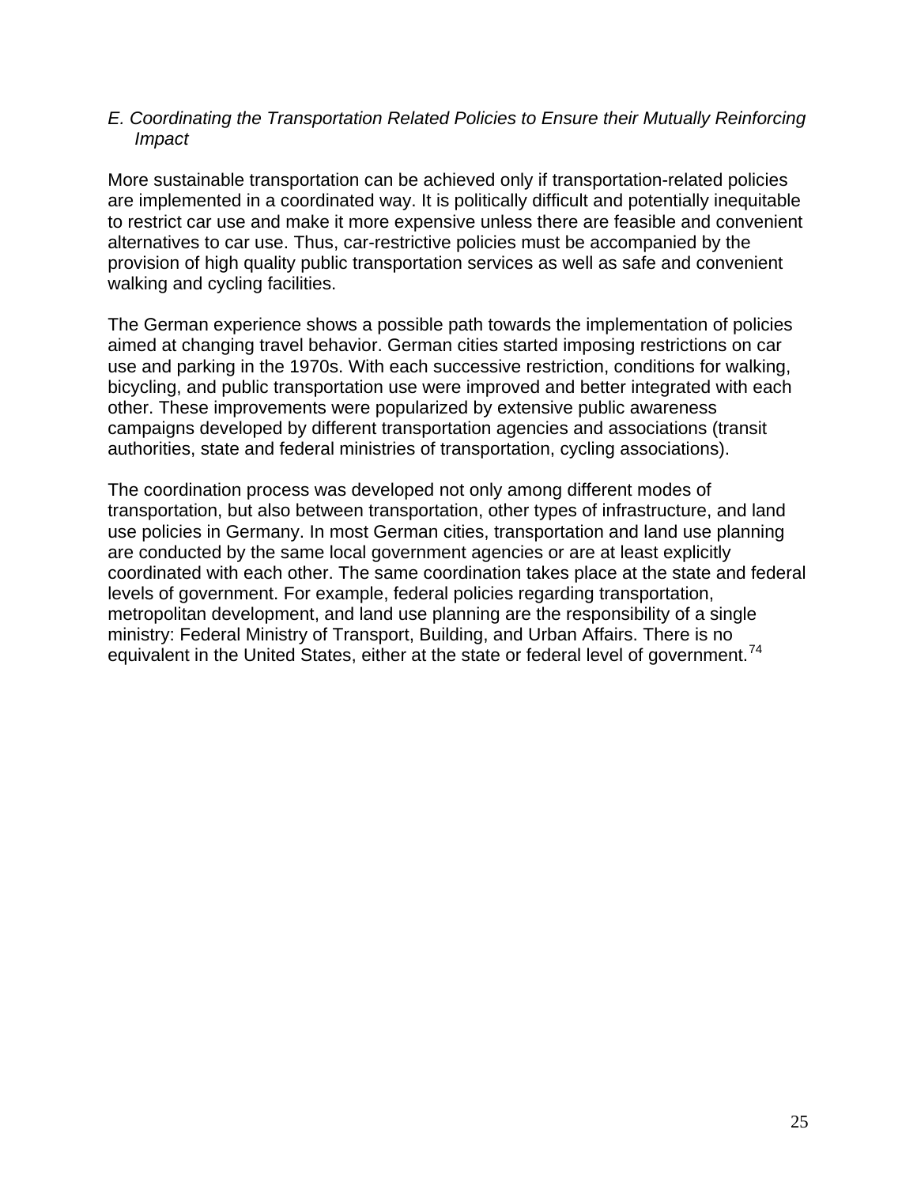*E. Coordinating the Transportation Related Policies to Ensure their Mutually Reinforcing Impact*

More sustainable transportation can be achieved only if transportation-related policies are implemented in a coordinated way. It is politically difficult and potentially inequitable to restrict car use and make it more expensive unless there are feasible and convenient alternatives to car use. Thus, car-restrictive policies must be accompanied by the provision of high quality public transportation services as well as safe and convenient walking and cycling facilities.

The German experience shows a possible path towards the implementation of policies aimed at changing travel behavior. German cities started imposing restrictions on car use and parking in the 1970s. With each successive restriction, conditions for walking, bicycling, and public transportation use were improved and better integrated with each other. These improvements were popularized by extensive public awareness campaigns developed by different transportation agencies and associations (transit authorities, state and federal ministries of transportation, cycling associations).

The coordination process was developed not only among different modes of transportation, but also between transportation, other types of infrastructure, and land use policies in Germany. In most German cities, transportation and land use planning are conducted by the same local government agencies or are at least explicitly coordinated with each other. The same coordination takes place at the state and federal levels of government. For example, federal policies regarding transportation, metropolitan development, and land use planning are the responsibility of a single ministry: Federal Ministry of Transport, Building, and Urban Affairs. There is no equivalent in the United States, either at the state or federal level of government.[74]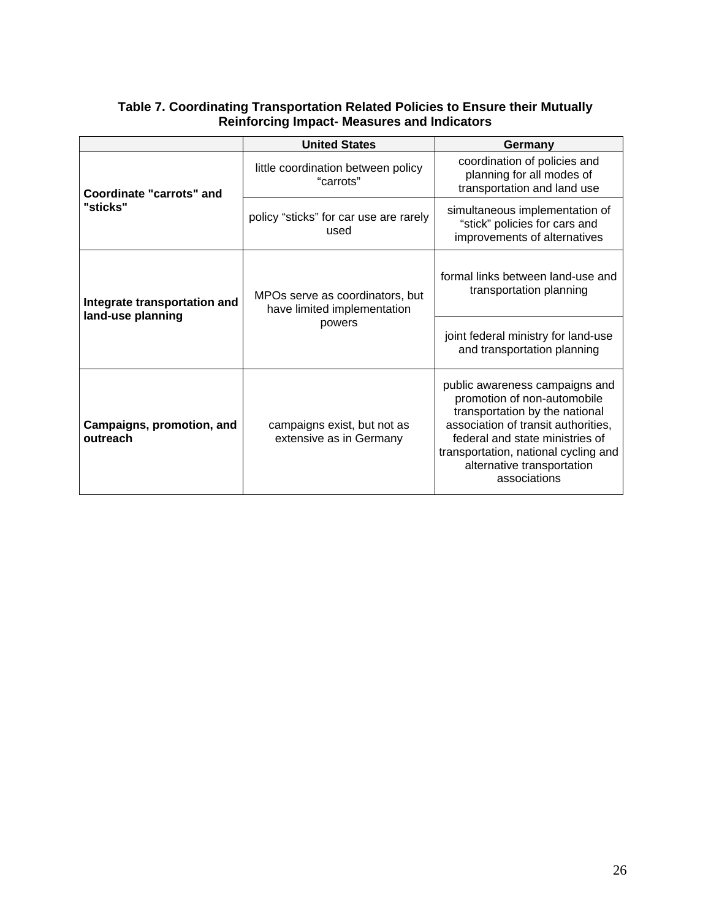**Table 7. Coordinating Transportation Related Policies to Ensure their Mutually Reinforcing Impact- Measures and Indicators**

| | United States | Germany |
|---|---|---|
| **Coordinate "carrots" and "sticks"** | little coordination between policy "carrots" | coordination of policies and planning for all modes of transportation and land use |
| | policy "sticks" for car use are rarely used | simultaneous implementation of "stick" policies for cars and improvements of alternatives |
| **Integrate transportation and land-use planning** | MPOs serve as coordinators, but have limited implementation powers | formal links between land-use and transportation planning |
| | | joint federal ministry for land-use and transportation planning |
| **Campaigns, promotion, and outreach** | campaigns exist, but not as extensive as in Germany | public awareness campaigns and promotion of non-automobile transportation by the national association of transit authorities, federal and state ministries of transportation, national cycling and alternative transportation associations |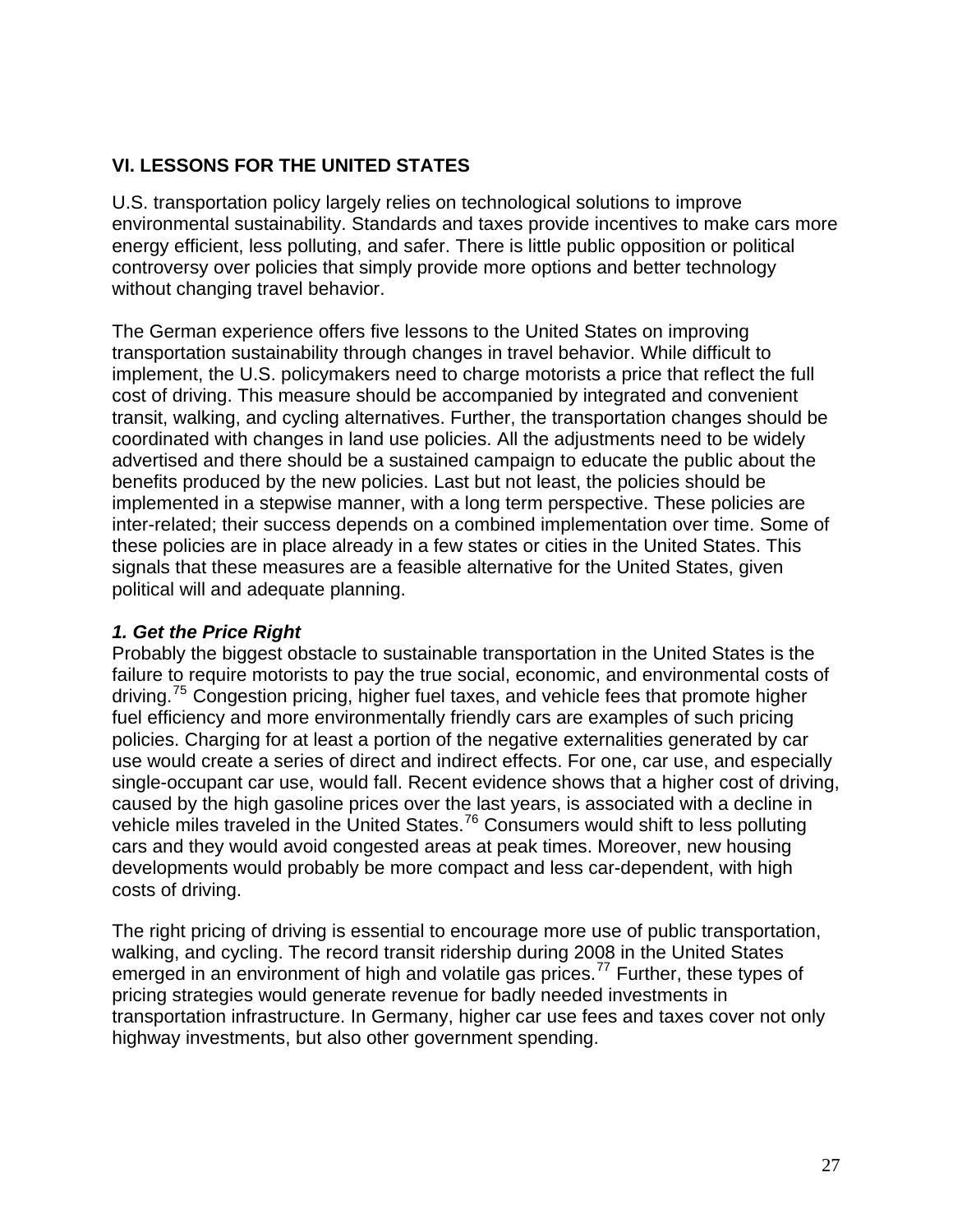## VI. LESSONS FOR THE UNITED STATES

U.S. transportation policy largely relies on technological solutions to improve environmental sustainability. Standards and taxes provide incentives to make cars more energy efficient, less polluting, and safer. There is little public opposition or political controversy over policies that simply provide more options and better technology without changing travel behavior.

The German experience offers five lessons to the United States on improving transportation sustainability through changes in travel behavior. While difficult to implement, the U.S. policymakers need to charge motorists a price that reflect the full cost of driving. This measure should be accompanied by integrated and convenient transit, walking, and cycling alternatives. Further, the transportation changes should be coordinated with changes in land use policies. All the adjustments need to be widely advertised and there should be a sustained campaign to educate the public about the benefits produced by the new policies. Last but not least, the policies should be implemented in a stepwise manner, with a long term perspective. These policies are inter-related; their success depends on a combined implementation over time. Some of these policies are in place already in a few states or cities in the United States. This signals that these measures are a feasible alternative for the United States, given political will and adequate planning.

### *1. Get the Price Right*

Probably the biggest obstacle to sustainable transportation in the United States is the failure to require motorists to pay the true social, economic, and environmental costs of driving.[75] Congestion pricing, higher fuel taxes, and vehicle fees that promote higher fuel efficiency and more environmentally friendly cars are examples of such pricing policies. Charging for at least a portion of the negative externalities generated by car use would create a series of direct and indirect effects. For one, car use, and especially single-occupant car use, would fall. Recent evidence shows that a higher cost of driving, caused by the high gasoline prices over the last years, is associated with a decline in vehicle miles traveled in the United States.[76] Consumers would shift to less polluting cars and they would avoid congested areas at peak times. Moreover, new housing developments would probably be more compact and less car-dependent, with high costs of driving.

The right pricing of driving is essential to encourage more use of public transportation, walking, and cycling. The record transit ridership during 2008 in the United States emerged in an environment of high and volatile gas prices.[77] Further, these types of pricing strategies would generate revenue for badly needed investments in transportation infrastructure. In Germany, higher car use fees and taxes cover not only highway investments, but also other government spending.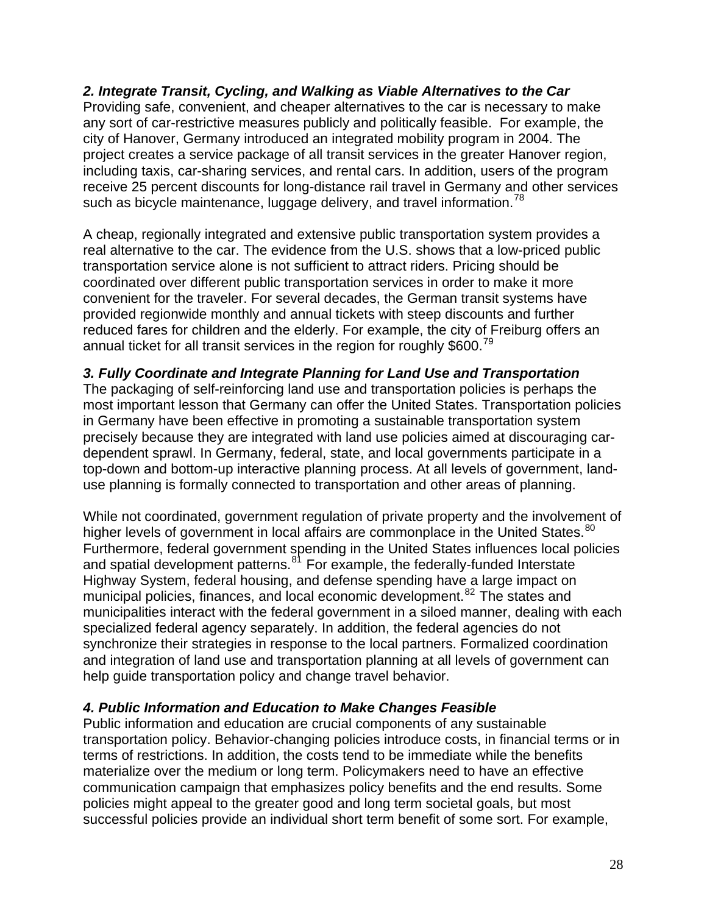***2. Integrate Transit, Cycling, and Walking as Viable Alternatives to the Car***
Providing safe, convenient, and cheaper alternatives to the car is necessary to make any sort of car-restrictive measures publicly and politically feasible. For example, the city of Hanover, Germany introduced an integrated mobility program in 2004. The project creates a service package of all transit services in the greater Hanover region, including taxis, car-sharing services, and rental cars. In addition, users of the program receive 25 percent discounts for long-distance rail travel in Germany and other services such as bicycle maintenance, luggage delivery, and travel information.[78]

A cheap, regionally integrated and extensive public transportation system provides a real alternative to the car. The evidence from the U.S. shows that a low-priced public transportation service alone is not sufficient to attract riders. Pricing should be coordinated over different public transportation services in order to make it more convenient for the traveler. For several decades, the German transit systems have provided regionwide monthly and annual tickets with steep discounts and further reduced fares for children and the elderly. For example, the city of Freiburg offers an annual ticket for all transit services in the region for roughly $600.[79]

***3. Fully Coordinate and Integrate Planning for Land Use and Transportation***
The packaging of self-reinforcing land use and transportation policies is perhaps the most important lesson that Germany can offer the United States. Transportation policies in Germany have been effective in promoting a sustainable transportation system precisely because they are integrated with land use policies aimed at discouraging car-dependent sprawl. In Germany, federal, state, and local governments participate in a top-down and bottom-up interactive planning process. At all levels of government, land-use planning is formally connected to transportation and other areas of planning.

While not coordinated, government regulation of private property and the involvement of higher levels of government in local affairs are commonplace in the United States.[80] Furthermore, federal government spending in the United States influences local policies and spatial development patterns.[81] For example, the federally-funded Interstate Highway System, federal housing, and defense spending have a large impact on municipal policies, finances, and local economic development.[82] The states and municipalities interact with the federal government in a siloed manner, dealing with each specialized federal agency separately. In addition, the federal agencies do not synchronize their strategies in response to the local partners. Formalized coordination and integration of land use and transportation planning at all levels of government can help guide transportation policy and change travel behavior.

***4. Public Information and Education to Make Changes Feasible***
Public information and education are crucial components of any sustainable transportation policy. Behavior-changing policies introduce costs, in financial terms or in terms of restrictions. In addition, the costs tend to be immediate while the benefits materialize over the medium or long term. Policymakers need to have an effective communication campaign that emphasizes policy benefits and the end results. Some policies might appeal to the greater good and long term societal goals, but most successful policies provide an individual short term benefit of some sort. For example,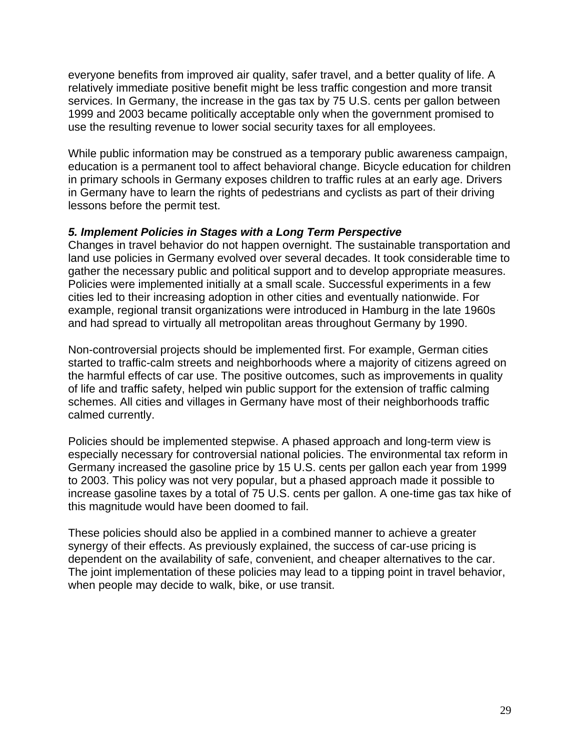everyone benefits from improved air quality, safer travel, and a better quality of life. A relatively immediate positive benefit might be less traffic congestion and more transit services. In Germany, the increase in the gas tax by 75 U.S. cents per gallon between 1999 and 2003 became politically acceptable only when the government promised to use the resulting revenue to lower social security taxes for all employees.

While public information may be construed as a temporary public awareness campaign, education is a permanent tool to affect behavioral change. Bicycle education for children in primary schools in Germany exposes children to traffic rules at an early age. Drivers in Germany have to learn the rights of pedestrians and cyclists as part of their driving lessons before the permit test.

***5. Implement Policies in Stages with a Long Term Perspective***

Changes in travel behavior do not happen overnight. The sustainable transportation and land use policies in Germany evolved over several decades. It took considerable time to gather the necessary public and political support and to develop appropriate measures. Policies were implemented initially at a small scale. Successful experiments in a few cities led to their increasing adoption in other cities and eventually nationwide. For example, regional transit organizations were introduced in Hamburg in the late 1960s and had spread to virtually all metropolitan areas throughout Germany by 1990.

Non-controversial projects should be implemented first. For example, German cities started to traffic-calm streets and neighborhoods where a majority of citizens agreed on the harmful effects of car use. The positive outcomes, such as improvements in quality of life and traffic safety, helped win public support for the extension of traffic calming schemes. All cities and villages in Germany have most of their neighborhoods traffic calmed currently.

Policies should be implemented stepwise. A phased approach and long-term view is especially necessary for controversial national policies. The environmental tax reform in Germany increased the gasoline price by 15 U.S. cents per gallon each year from 1999 to 2003. This policy was not very popular, but a phased approach made it possible to increase gasoline taxes by a total of 75 U.S. cents per gallon. A one-time gas tax hike of this magnitude would have been doomed to fail.

These policies should also be applied in a combined manner to achieve a greater synergy of their effects. As previously explained, the success of car-use pricing is dependent on the availability of safe, convenient, and cheaper alternatives to the car. The joint implementation of these policies may lead to a tipping point in travel behavior, when people may decide to walk, bike, or use transit.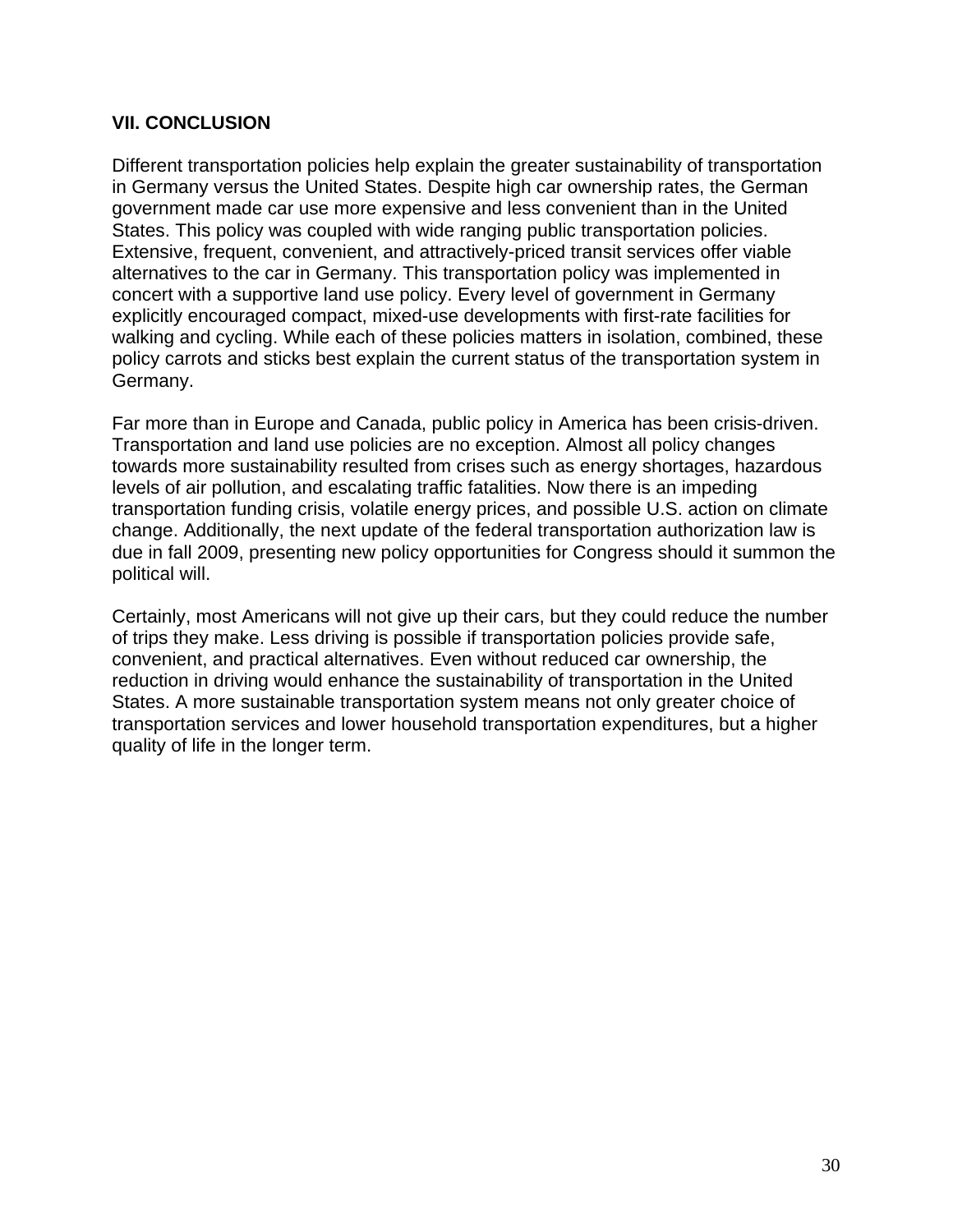## VII. CONCLUSION

Different transportation policies help explain the greater sustainability of transportation in Germany versus the United States. Despite high car ownership rates, the German government made car use more expensive and less convenient than in the United States. This policy was coupled with wide ranging public transportation policies. Extensive, frequent, convenient, and attractively-priced transit services offer viable alternatives to the car in Germany. This transportation policy was implemented in concert with a supportive land use policy. Every level of government in Germany explicitly encouraged compact, mixed-use developments with first-rate facilities for walking and cycling. While each of these policies matters in isolation, combined, these policy carrots and sticks best explain the current status of the transportation system in Germany.

Far more than in Europe and Canada, public policy in America has been crisis-driven. Transportation and land use policies are no exception. Almost all policy changes towards more sustainability resulted from crises such as energy shortages, hazardous levels of air pollution, and escalating traffic fatalities. Now there is an impeding transportation funding crisis, volatile energy prices, and possible U.S. action on climate change. Additionally, the next update of the federal transportation authorization law is due in fall 2009, presenting new policy opportunities for Congress should it summon the political will.

Certainly, most Americans will not give up their cars, but they could reduce the number of trips they make. Less driving is possible if transportation policies provide safe, convenient, and practical alternatives. Even without reduced car ownership, the reduction in driving would enhance the sustainability of transportation in the United States. A more sustainable transportation system means not only greater choice of transportation services and lower household transportation expenditures, but a higher quality of life in the longer term.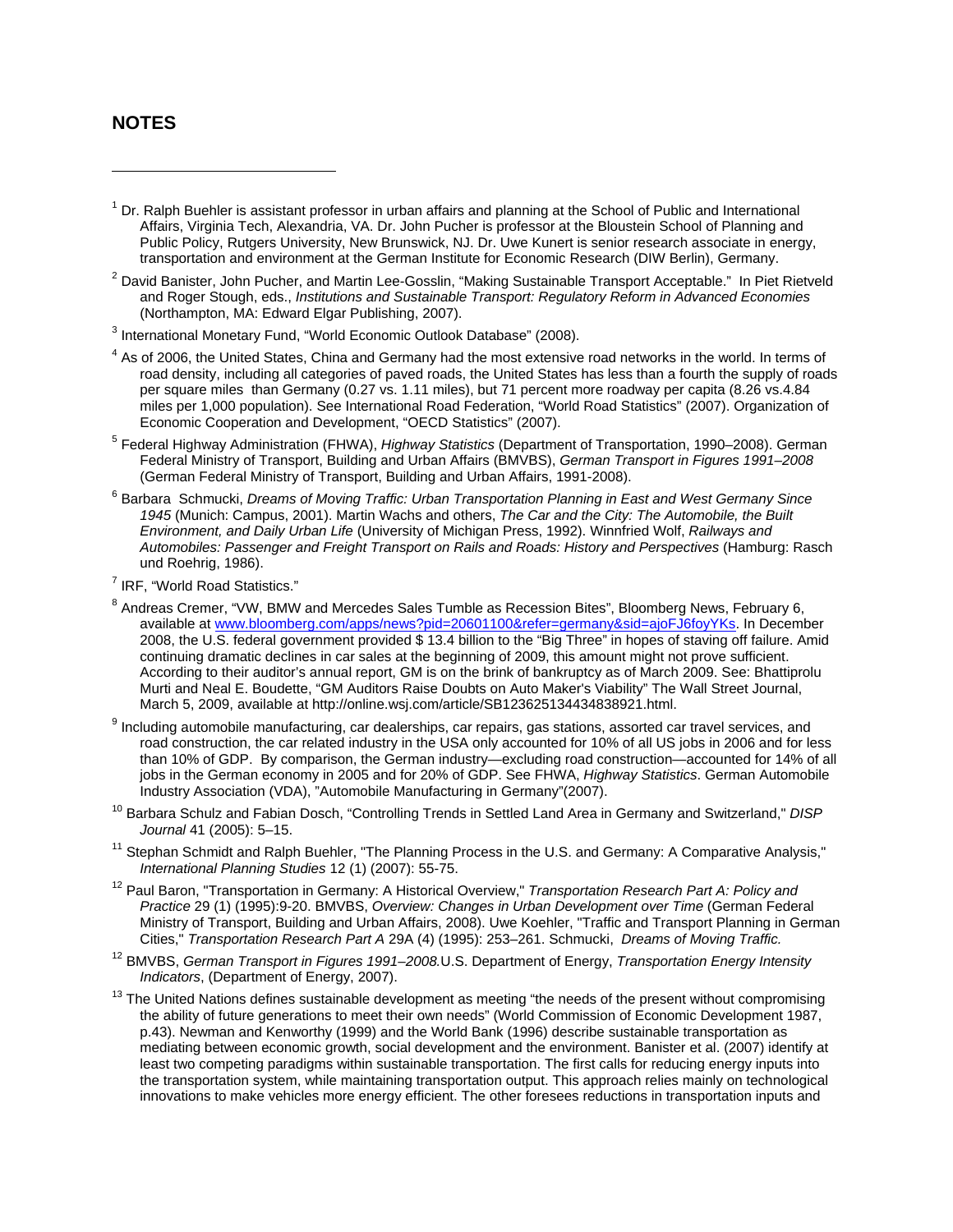## NOTES

[1] Dr. Ralph Buehler is assistant professor in urban affairs and planning at the School of Public and International Affairs, Virginia Tech, Alexandria, VA. Dr. John Pucher is professor at the Bloustein School of Planning and Public Policy, Rutgers University, New Brunswick, NJ. Dr. Uwe Kunert is senior research associate in energy, transportation and environment at the German Institute for Economic Research (DIW Berlin), Germany.

[2] David Banister, John Pucher, and Martin Lee-Gosslin, "Making Sustainable Transport Acceptable." In Piet Rietveld and Roger Stough, eds., *Institutions and Sustainable Transport: Regulatory Reform in Advanced Economies* (Northampton, MA: Edward Elgar Publishing, 2007).

[3] International Monetary Fund, "World Economic Outlook Database" (2008).

[4] As of 2006, the United States, China and Germany had the most extensive road networks in the world. In terms of road density, including all categories of paved roads, the United States has less than a fourth the supply of roads per square miles than Germany (0.27 vs. 1.11 miles), but 71 percent more roadway per capita (8.26 vs.4.84 miles per 1,000 population). See International Road Federation, "World Road Statistics" (2007). Organization of Economic Cooperation and Development, "OECD Statistics" (2007).

[5] Federal Highway Administration (FHWA), *Highway Statistics* (Department of Transportation, 1990–2008). German Federal Ministry of Transport, Building and Urban Affairs (BMVBS), *German Transport in Figures 1991–2008* (German Federal Ministry of Transport, Building and Urban Affairs, 1991-2008).

[6] Barbara Schmucki, *Dreams of Moving Traffic: Urban Transportation Planning in East and West Germany Since 1945* (Munich: Campus, 2001). Martin Wachs and others, *The Car and the City: The Automobile, the Built Environment, and Daily Urban Life* (University of Michigan Press, 1992). Winnfried Wolf, *Railways and Automobiles: Passenger and Freight Transport on Rails and Roads: History and Perspectives* (Hamburg: Rasch und Roehrig, 1986).

[7] IRF, "World Road Statistics."

[8] Andreas Cremer, "VW, BMW and Mercedes Sales Tumble as Recession Bites", Bloomberg News, February 6, available at www.bloomberg.com/apps/news?pid=20601100&refer=germany&sid=ajoFJ6foyYKs. In December 2008, the U.S. federal government provided $ 13.4 billion to the "Big Three" in hopes of staving off failure. Amid continuing dramatic declines in car sales at the beginning of 2009, this amount might not prove sufficient. According to their auditor's annual report, GM is on the brink of bankruptcy as of March 2009. See: Bhattiprolu Murti and Neal E. Boudette, "GM Auditors Raise Doubts on Auto Maker's Viability" The Wall Street Journal, March 5, 2009, available at http://online.wsj.com/article/SB123625134434838921.html.

[9] Including automobile manufacturing, car dealerships, car repairs, gas stations, assorted car travel services, and road construction, the car related industry in the USA only accounted for 10% of all US jobs in 2006 and for less than 10% of GDP. By comparison, the German industry—excluding road construction—accounted for 14% of all jobs in the German economy in 2005 and for 20% of GDP. See FHWA, *Highway Statistics*. German Automobile Industry Association (VDA), "Automobile Manufacturing in Germany"(2007).

[10] Barbara Schulz and Fabian Dosch, "Controlling Trends in Settled Land Area in Germany and Switzerland," *DISP Journal* 41 (2005): 5–15.

[11] Stephan Schmidt and Ralph Buehler, "The Planning Process in the U.S. and Germany: A Comparative Analysis," *International Planning Studies* 12 (1) (2007): 55-75.

[12] Paul Baron, "Transportation in Germany: A Historical Overview," *Transportation Research Part A: Policy and Practice* 29 (1) (1995):9-20. BMVBS, *Overview: Changes in Urban Development over Time* (German Federal Ministry of Transport, Building and Urban Affairs, 2008). Uwe Koehler, "Traffic and Transport Planning in German Cities," *Transportation Research Part A* 29A (4) (1995): 253–261. Schmucki, *Dreams of Moving Traffic.*

[12] BMVBS, *German Transport in Figures 1991–2008.* U.S. Department of Energy, *Transportation Energy Intensity Indicators*, (Department of Energy, 2007).

[13] The United Nations defines sustainable development as meeting "the needs of the present without compromising the ability of future generations to meet their own needs" (World Commission of Economic Development 1987, p.43). Newman and Kenworthy (1999) and the World Bank (1996) describe sustainable transportation as mediating between economic growth, social development and the environment. Banister et al. (2007) identify at least two competing paradigms within sustainable transportation. The first calls for reducing energy inputs into the transportation system, while maintaining transportation output. This approach relies mainly on technological innovations to make vehicles more energy efficient. The other foresees reductions in transportation inputs and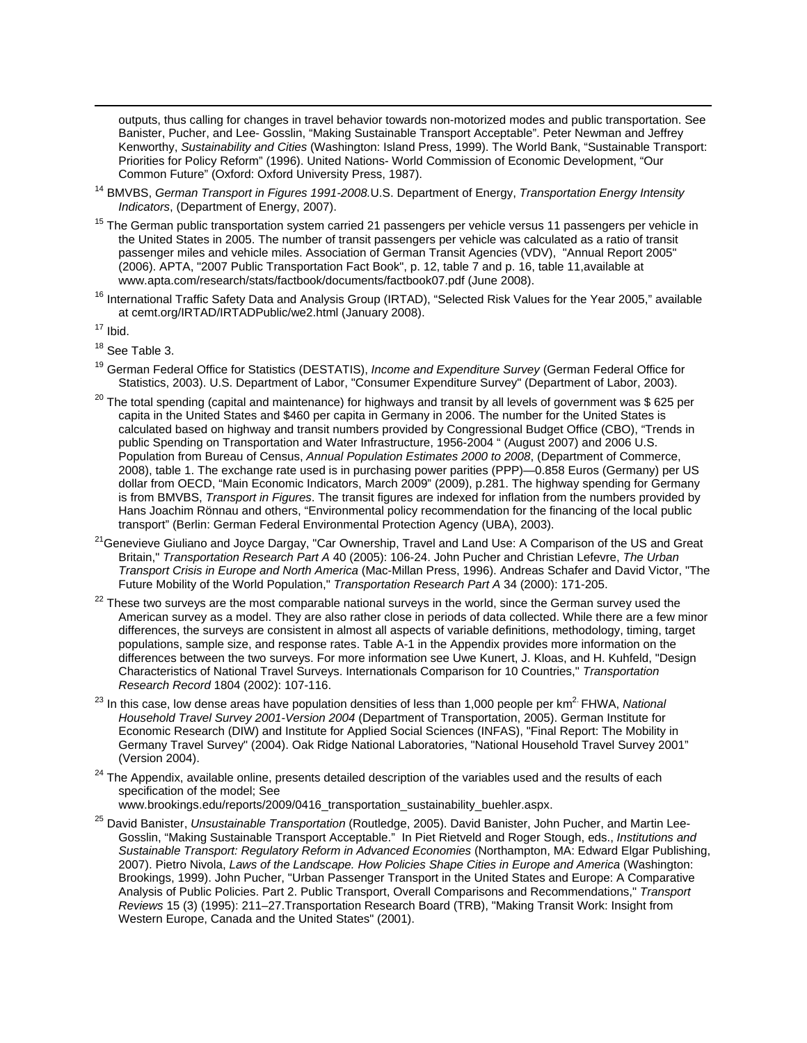outputs, thus calling for changes in travel behavior towards non-motorized modes and public transportation. See Banister, Pucher, and Lee- Gosslin, "Making Sustainable Transport Acceptable". Peter Newman and Jeffrey Kenworthy, *Sustainability and Cities* (Washington: Island Press, 1999). The World Bank, "Sustainable Transport: Priorities for Policy Reform" (1996). United Nations- World Commission of Economic Development, "Our Common Future" (Oxford: Oxford University Press, 1987).

[14] BMVBS, *German Transport in Figures 1991-2008.*U.S. Department of Energy, *Transportation Energy Intensity Indicators*, (Department of Energy, 2007).

[15] The German public transportation system carried 21 passengers per vehicle versus 11 passengers per vehicle in the United States in 2005. The number of transit passengers per vehicle was calculated as a ratio of transit passenger miles and vehicle miles. Association of German Transit Agencies (VDV), "Annual Report 2005" (2006). APTA, "2007 Public Transportation Fact Book", p. 12, table 7 and p. 16, table 11,available at www.apta.com/research/stats/factbook/documents/factbook07.pdf (June 2008).

[16] International Traffic Safety Data and Analysis Group (IRTAD), "Selected Risk Values for the Year 2005," available at cemt.org/IRTAD/IRTADPublic/we2.html (January 2008).

[17] Ibid.

[18] See Table 3.

[19] German Federal Office for Statistics (DESTATIS), *Income and Expenditure Survey* (German Federal Office for Statistics, 2003). U.S. Department of Labor, "Consumer Expenditure Survey" (Department of Labor, 2003).

[20] The total spending (capital and maintenance) for highways and transit by all levels of government was $ 625 per capita in the United States and $460 per capita in Germany in 2006. The number for the United States is calculated based on highway and transit numbers provided by Congressional Budget Office (CBO), "Trends in public Spending on Transportation and Water Infrastructure, 1956-2004 " (August 2007) and 2006 U.S. Population from Bureau of Census, *Annual Population Estimates 2000 to 2008*, (Department of Commerce, 2008), table 1. The exchange rate used is in purchasing power parities (PPP)—0.858 Euros (Germany) per US dollar from OECD, "Main Economic Indicators, March 2009" (2009), p.281. The highway spending for Germany is from BMVBS, *Transport in Figures*. The transit figures are indexed for inflation from the numbers provided by Hans Joachim Rönnau and others, "Environmental policy recommendation for the financing of the local public transport" (Berlin: German Federal Environmental Protection Agency (UBA), 2003).

[21] Genevieve Giuliano and Joyce Dargay, "Car Ownership, Travel and Land Use: A Comparison of the US and Great Britain," *Transportation Research Part A* 40 (2005): 106-24. John Pucher and Christian Lefevre, *The Urban Transport Crisis in Europe and North America* (Mac-Millan Press, 1996). Andreas Schafer and David Victor, "The Future Mobility of the World Population," *Transportation Research Part A* 34 (2000): 171-205.

[22] These two surveys are the most comparable national surveys in the world, since the German survey used the American survey as a model. They are also rather close in periods of data collected. While there are a few minor differences, the surveys are consistent in almost all aspects of variable definitions, methodology, timing, target populations, sample size, and response rates. Table A-1 in the Appendix provides more information on the differences between the two surveys. For more information see Uwe Kunert, J. Kloas, and H. Kuhfeld, "Design Characteristics of National Travel Surveys. Internationals Comparison for 10 Countries," *Transportation Research Record* 1804 (2002): 107-116.

[23] In this case, low dense areas have population densities of less than 1,000 people per km$^{2.}$ FHWA, *National Household Travel Survey 2001-Version 2004* (Department of Transportation, 2005). German Institute for Economic Research (DIW) and Institute for Applied Social Sciences (INFAS), "Final Report: The Mobility in Germany Travel Survey" (2004). Oak Ridge National Laboratories, "National Household Travel Survey 2001" (Version 2004).

[24] The Appendix, available online, presents detailed description of the variables used and the results of each specification of the model; See www.brookings.edu/reports/2009/0416_transportation_sustainability_buehler.aspx.

[25] David Banister, *Unsustainable Transportation* (Routledge, 2005). David Banister, John Pucher, and Martin Lee-Gosslin, "Making Sustainable Transport Acceptable." In Piet Rietveld and Roger Stough, eds., *Institutions and Sustainable Transport: Regulatory Reform in Advanced Economies* (Northampton, MA: Edward Elgar Publishing, 2007). Pietro Nivola, *Laws of the Landscape. How Policies Shape Cities in Europe and America* (Washington: Brookings, 1999). John Pucher, "Urban Passenger Transport in the United States and Europe: A Comparative Analysis of Public Policies. Part 2. Public Transport, Overall Comparisons and Recommendations," *Transport Reviews* 15 (3) (1995): 211–27.Transportation Research Board (TRB), "Making Transit Work: Insight from Western Europe, Canada and the United States" (2001).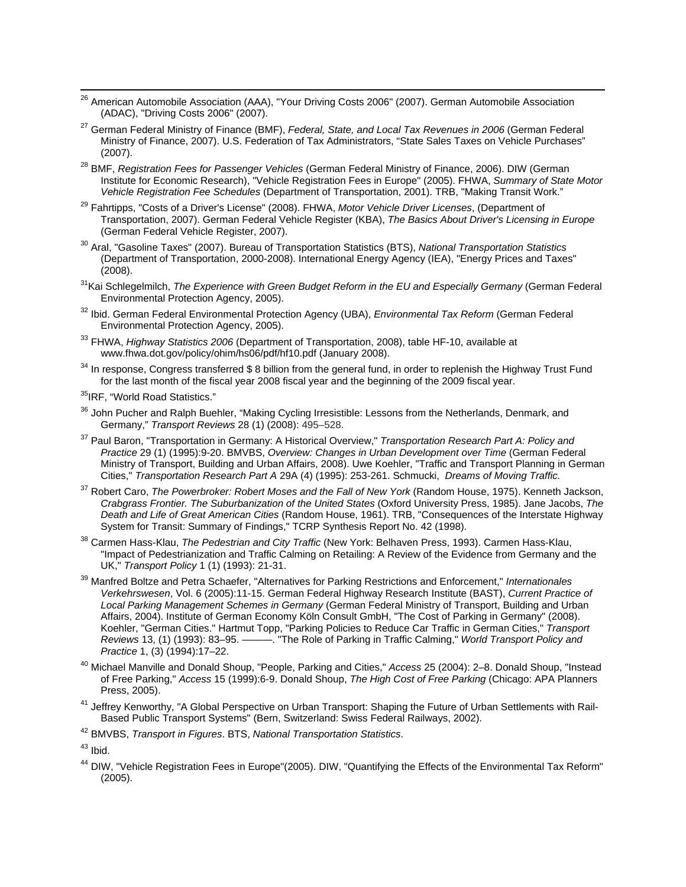[26] American Automobile Association (AAA), "Your Driving Costs 2006" (2007). German Automobile Association (ADAC), "Driving Costs 2006" (2007).

[27] German Federal Ministry of Finance (BMF), *Federal, State, and Local Tax Revenues in 2006* (German Federal Ministry of Finance, 2007). U.S. Federation of Tax Administrators, "State Sales Taxes on Vehicle Purchases" (2007).

[28] BMF, *Registration Fees for Passenger Vehicles* (German Federal Ministry of Finance, 2006). DIW (German Institute for Economic Research), "Vehicle Registration Fees in Europe" (2005). FHWA, *Summary of State Motor Vehicle Registration Fee Schedules* (Department of Transportation, 2001). TRB, "Making Transit Work."

[29] Fahrtipps, "Costs of a Driver's License" (2008). FHWA, *Motor Vehicle Driver Licenses*, (Department of Transportation, 2007). German Federal Vehicle Register (KBA), *The Basics About Driver's Licensing in Europe* (German Federal Vehicle Register, 2007).

[30] Aral, "Gasoline Taxes" (2007). Bureau of Transportation Statistics (BTS), *National Transportation Statistics* (Department of Transportation, 2000-2008). International Energy Agency (IEA), "Energy Prices and Taxes" (2008).

[31] Kai Schlegelmilch, *The Experience with Green Budget Reform in the EU and Especially Germany* (German Federal Environmental Protection Agency, 2005).

[32] Ibid. German Federal Environmental Protection Agency (UBA), *Environmental Tax Reform* (German Federal Environmental Protection Agency, 2005).

[33] FHWA, *Highway Statistics 2006* (Department of Transportation, 2008), table HF-10, available at www.fhwa.dot.gov/policy/ohim/hs06/pdf/hf10.pdf (January 2008).

[34] In response, Congress transferred $ 8 billion from the general fund, in order to replenish the Highway Trust Fund for the last month of the fiscal year 2008 fiscal year and the beginning of the 2009 fiscal year.

[35] IRF, "World Road Statistics."

[36] John Pucher and Ralph Buehler, "Making Cycling Irresistible: Lessons from the Netherlands, Denmark, and Germany," *Transport Reviews* 28 (1) (2008): 495–528.

[37] Paul Baron, "Transportation in Germany: A Historical Overview," *Transportation Research Part A: Policy and Practice* 29 (1) (1995):9-20. BMVBS, *Overview: Changes in Urban Development over Time* (German Federal Ministry of Transport, Building and Urban Affairs, 2008). Uwe Koehler, "Traffic and Transport Planning in German Cities," *Transportation Research Part A* 29A (4) (1995): 253-261. Schmucki, *Dreams of Moving Traffic.*

[37] Robert Caro, *The Powerbroker: Robert Moses and the Fall of New York* (Random House, 1975). Kenneth Jackson, *Crabgrass Frontier. The Suburbanization of the United States* (Oxford University Press, 1985). Jane Jacobs, *The Death and Life of Great American Cities* (Random House, 1961). TRB, "Consequences of the Interstate Highway System for Transit: Summary of Findings," TCRP Synthesis Report No. 42 (1998).

[38] Carmen Hass-Klau, *The Pedestrian and City Traffic* (New York: Belhaven Press, 1993). Carmen Hass-Klau, "Impact of Pedestrianization and Traffic Calming on Retailing: A Review of the Evidence from Germany and the UK," *Transport Policy* 1 (1) (1993): 21-31.

[39] Manfred Boltze and Petra Schaefer, "Alternatives for Parking Restrictions and Enforcement," *Internationales Verkehrswesen*, Vol. 6 (2005):11-15. German Federal Highway Research Institute (BAST), *Current Practice of Local Parking Management Schemes in Germany* (German Federal Ministry of Transport, Building and Urban Affairs, 2004). Institute of German Economy Köln Consult GmbH, "The Cost of Parking in Germany" (2008). Koehler, "German Cities." Hartmut Topp, "Parking Policies to Reduce Car Traffic in German Cities," *Transport Reviews* 13, (1) (1993): 83–95. ———. "The Role of Parking in Traffic Calming," *World Transport Policy and Practice* 1, (3) (1994):17–22.

[40] Michael Manville and Donald Shoup, "People, Parking and Cities," *Access* 25 (2004): 2–8. Donald Shoup, "Instead of Free Parking," *Access* 15 (1999):6-9. Donald Shoup, *The High Cost of Free Parking* (Chicago: APA Planners Press, 2005).

[41] Jeffrey Kenworthy, "A Global Perspective on Urban Transport: Shaping the Future of Urban Settlements with Rail-Based Public Transport Systems" (Bern, Switzerland: Swiss Federal Railways, 2002).

[42] BMVBS, *Transport in Figures*. BTS, *National Transportation Statistics*.

[43] Ibid.

[44] DIW, "Vehicle Registration Fees in Europe"(2005). DIW, "Quantifying the Effects of the Environmental Tax Reform" (2005).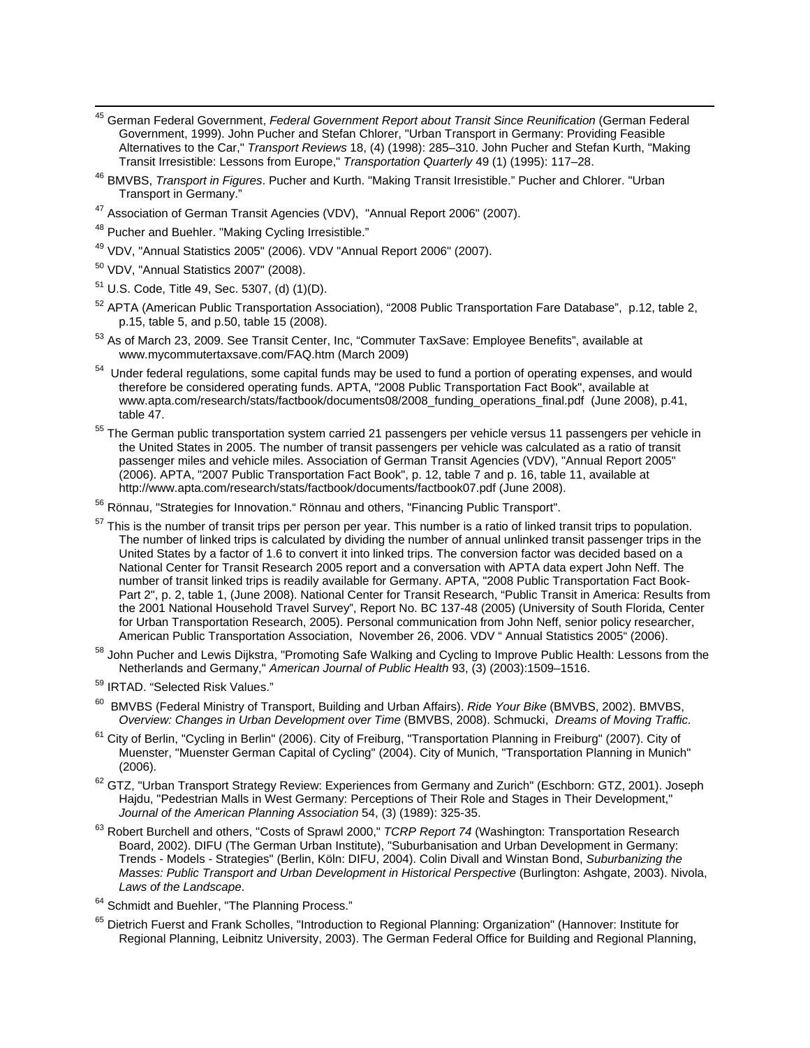[45] German Federal Government, *Federal Government Report about Transit Since Reunification* (German Federal Government, 1999). John Pucher and Stefan Chlorer, "Urban Transport in Germany: Providing Feasible Alternatives to the Car," *Transport Reviews* 18, (4) (1998): 285–310. John Pucher and Stefan Kurth, "Making Transit Irresistible: Lessons from Europe," *Transportation Quarterly* 49 (1) (1995): 117–28.

[46] BMVBS, *Transport in Figures*. Pucher and Kurth. "Making Transit Irresistible." Pucher and Chlorer. "Urban Transport in Germany."

[47] Association of German Transit Agencies (VDV), "Annual Report 2006" (2007).

[48] Pucher and Buehler. "Making Cycling Irresistible."

[49] VDV, "Annual Statistics 2005" (2006). VDV "Annual Report 2006" (2007).

[50] VDV, "Annual Statistics 2007" (2008).

[51] U.S. Code, Title 49, Sec. 5307, (d) (1)(D).

[52] APTA (American Public Transportation Association), "2008 Public Transportation Fare Database", p.12, table 2, p.15, table 5, and p.50, table 15 (2008).

[53] As of March 23, 2009. See Transit Center, Inc, "Commuter TaxSave: Employee Benefits", available at www.mycommutertaxsave.com/FAQ.htm (March 2009)

[54] Under federal regulations, some capital funds may be used to fund a portion of operating expenses, and would therefore be considered operating funds. APTA, "2008 Public Transportation Fact Book", available at www.apta.com/research/stats/factbook/documents08/2008_funding_operations_final.pdf (June 2008), p.41, table 47.

[55] The German public transportation system carried 21 passengers per vehicle versus 11 passengers per vehicle in the United States in 2005. The number of transit passengers per vehicle was calculated as a ratio of transit passenger miles and vehicle miles. Association of German Transit Agencies (VDV), "Annual Report 2005" (2006). APTA, "2007 Public Transportation Fact Book", p. 12, table 7 and p. 16, table 11, available at http://www.apta.com/research/stats/factbook/documents/factbook07.pdf (June 2008).

[56] Rönnau, "Strategies for Innovation." Rönnau and others, "Financing Public Transport".

[57] This is the number of transit trips per person per year. This number is a ratio of linked transit trips to population. The number of linked trips is calculated by dividing the number of annual unlinked transit passenger trips in the United States by a factor of 1.6 to convert it into linked trips. The conversion factor was decided based on a National Center for Transit Research 2005 report and a conversation with APTA data expert John Neff. The number of transit linked trips is readily available for Germany. APTA, "2008 Public Transportation Fact Book- Part 2", p. 2, table 1, (June 2008). National Center for Transit Research, "Public Transit in America: Results from the 2001 National Household Travel Survey", Report No. BC 137-48 (2005) (University of South Florida, Center for Urban Transportation Research, 2005). Personal communication from John Neff, senior policy researcher, American Public Transportation Association, November 26, 2006. VDV " Annual Statistics 2005" (2006).

[58] John Pucher and Lewis Dijkstra, "Promoting Safe Walking and Cycling to Improve Public Health: Lessons from the Netherlands and Germany," *American Journal of Public Health* 93, (3) (2003):1509–1516.

[59] IRTAD. "Selected Risk Values."

[60] BMVBS (Federal Ministry of Transport, Building and Urban Affairs). *Ride Your Bike* (BMVBS, 2002). BMVBS, *Overview: Changes in Urban Development over Time* (BMVBS, 2008). Schmucki, *Dreams of Moving Traffic.*

[61] City of Berlin, "Cycling in Berlin" (2006). City of Freiburg, "Transportation Planning in Freiburg" (2007). City of Muenster, "Muenster German Capital of Cycling" (2004). City of Munich, "Transportation Planning in Munich" (2006).

[62] GTZ, "Urban Transport Strategy Review: Experiences from Germany and Zurich" (Eschborn: GTZ, 2001). Joseph Hajdu, "Pedestrian Malls in West Germany: Perceptions of Their Role and Stages in Their Development," *Journal of the American Planning Association* 54, (3) (1989): 325-35.

[63] Robert Burchell and others, "Costs of Sprawl 2000," *TCRP Report 74* (Washington: Transportation Research Board, 2002). DIFU (The German Urban Institute), "Suburbanisation and Urban Development in Germany: Trends - Models - Strategies" (Berlin, Köln: DIFU, 2004). Colin Divall and Winstan Bond, *Suburbanizing the Masses: Public Transport and Urban Development in Historical Perspective* (Burlington: Ashgate, 2003). Nivola, *Laws of the Landscape*.

[64] Schmidt and Buehler, "The Planning Process."

[65] Dietrich Fuerst and Frank Scholles, "Introduction to Regional Planning: Organization" (Hannover: Institute for Regional Planning, Leibnitz University, 2003). The German Federal Office for Building and Regional Planning,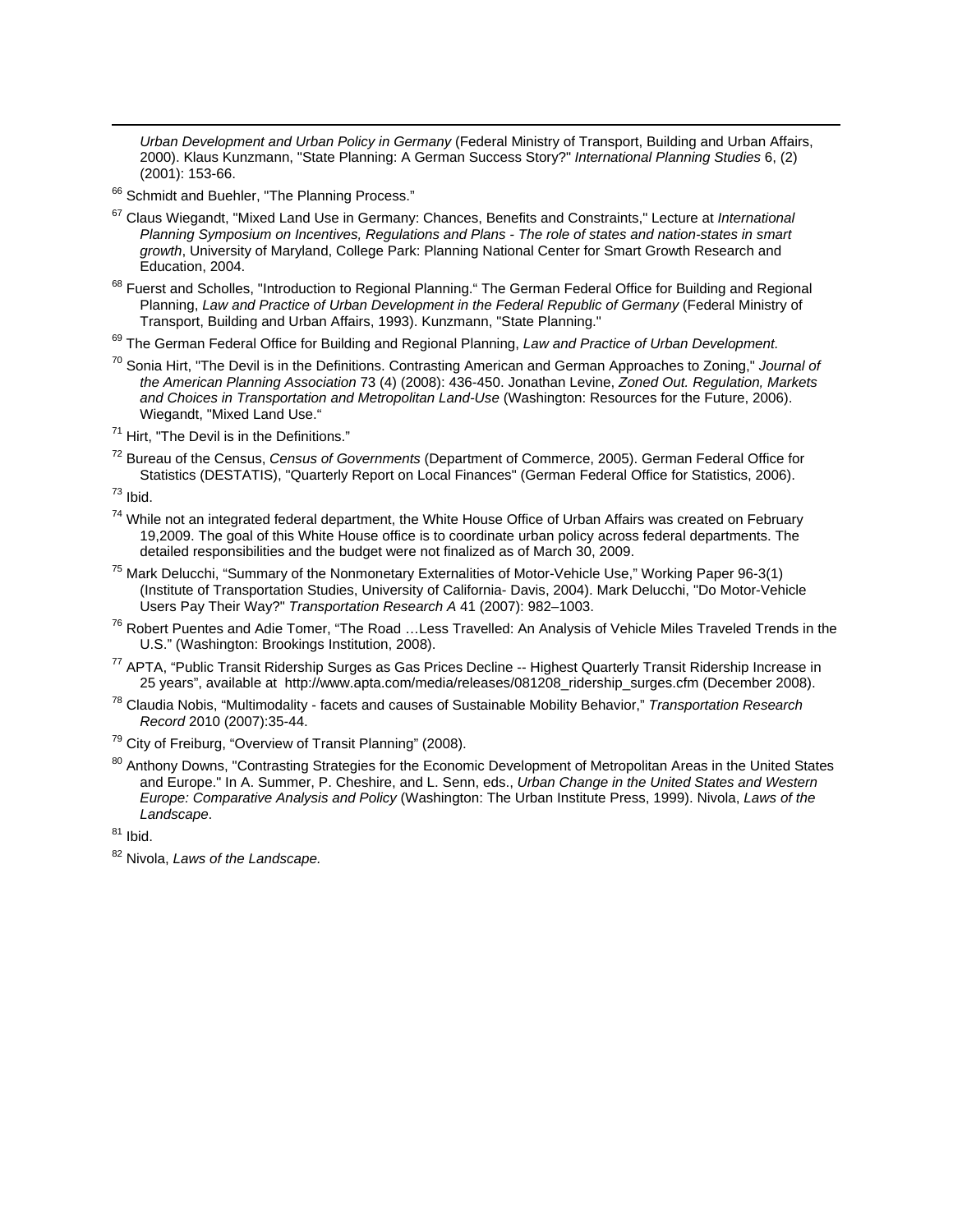*Urban Development and Urban Policy in Germany* (Federal Ministry of Transport, Building and Urban Affairs, 2000). Klaus Kunzmann, "State Planning: A German Success Story?" *International Planning Studies* 6, (2) (2001): 153-66.

[66] Schmidt and Buehler, "The Planning Process."

[67] Claus Wiegandt, "Mixed Land Use in Germany: Chances, Benefits and Constraints," Lecture at *International Planning Symposium on Incentives, Regulations and Plans - The role of states and nation-states in smart growth*, University of Maryland, College Park: Planning National Center for Smart Growth Research and Education, 2004.

[68] Fuerst and Scholles, "Introduction to Regional Planning." The German Federal Office for Building and Regional Planning, *Law and Practice of Urban Development in the Federal Republic of Germany* (Federal Ministry of Transport, Building and Urban Affairs, 1993). Kunzmann, "State Planning."

[69] The German Federal Office for Building and Regional Planning, *Law and Practice of Urban Development.*

[70] Sonia Hirt, "The Devil is in the Definitions. Contrasting American and German Approaches to Zoning," *Journal of the American Planning Association* 73 (4) (2008): 436-450. Jonathan Levine, *Zoned Out. Regulation, Markets and Choices in Transportation and Metropolitan Land-Use* (Washington: Resources for the Future, 2006). Wiegandt, "Mixed Land Use."

[71] Hirt, "The Devil is in the Definitions."

[72] Bureau of the Census, *Census of Governments* (Department of Commerce, 2005). German Federal Office for Statistics (DESTATIS), "Quarterly Report on Local Finances" (German Federal Office for Statistics, 2006).

[73] Ibid.

[74] While not an integrated federal department, the White House Office of Urban Affairs was created on February 19,2009. The goal of this White House office is to coordinate urban policy across federal departments. The detailed responsibilities and the budget were not finalized as of March 30, 2009.

[75] Mark Delucchi, "Summary of the Nonmonetary Externalities of Motor-Vehicle Use," Working Paper 96-3(1) (Institute of Transportation Studies, University of California- Davis, 2004). Mark Delucchi, "Do Motor-Vehicle Users Pay Their Way?" *Transportation Research A* 41 (2007): 982–1003.

[76] Robert Puentes and Adie Tomer, "The Road …Less Travelled: An Analysis of Vehicle Miles Traveled Trends in the U.S." (Washington: Brookings Institution, 2008).

[77] APTA, "Public Transit Ridership Surges as Gas Prices Decline -- Highest Quarterly Transit Ridership Increase in 25 years", available at http://www.apta.com/media/releases/081208_ridership_surges.cfm (December 2008).

[78] Claudia Nobis, "Multimodality - facets and causes of Sustainable Mobility Behavior," *Transportation Research Record* 2010 (2007):35-44.

[79] City of Freiburg, "Overview of Transit Planning" (2008).

[80] Anthony Downs, "Contrasting Strategies for the Economic Development of Metropolitan Areas in the United States and Europe." In A. Summer, P. Cheshire, and L. Senn, eds., *Urban Change in the United States and Western Europe: Comparative Analysis and Policy* (Washington: The Urban Institute Press, 1999). Nivola, *Laws of the Landscape*.

[81] Ibid.

[82] Nivola, *Laws of the Landscape.*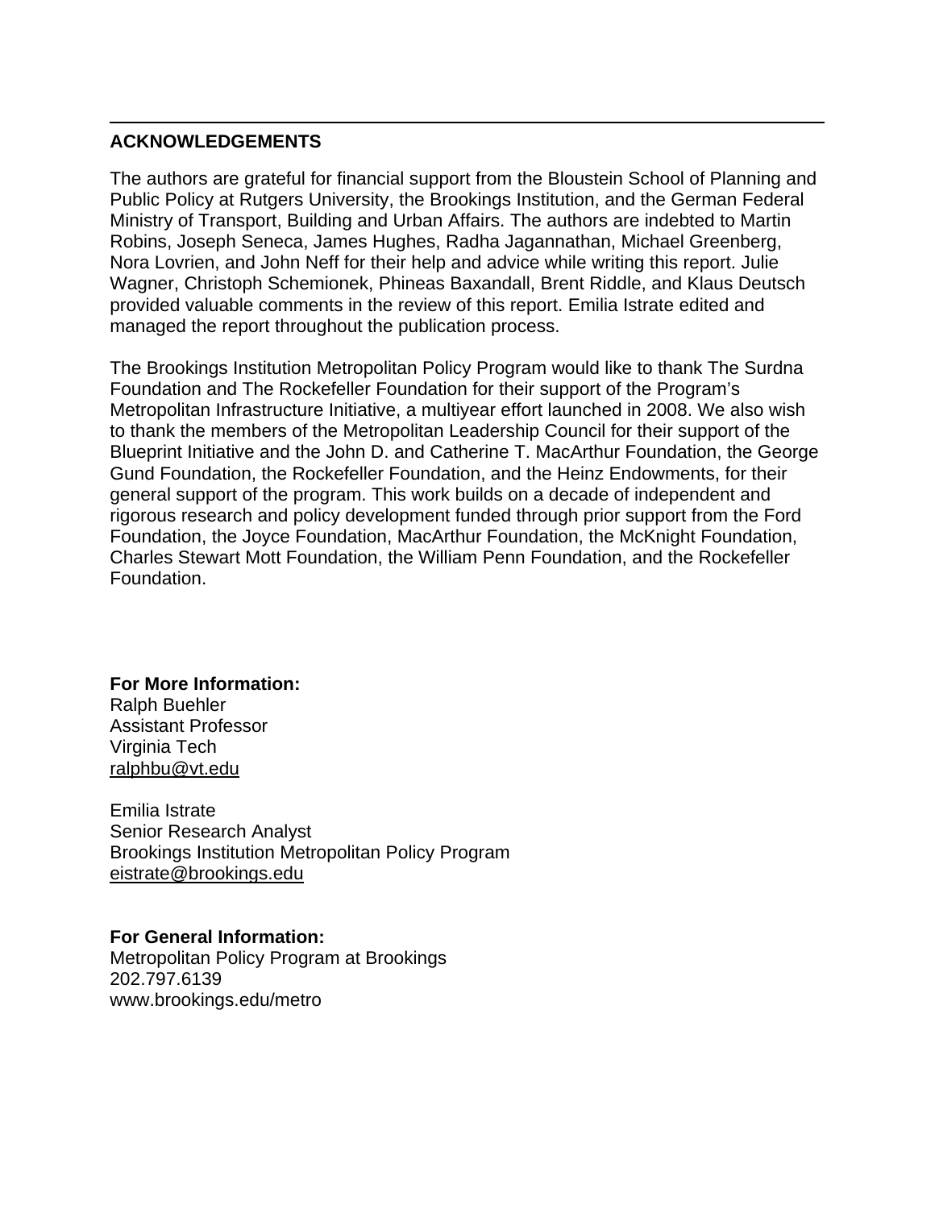## ACKNOWLEDGEMENTS

The authors are grateful for financial support from the Bloustein School of Planning and Public Policy at Rutgers University, the Brookings Institution, and the German Federal Ministry of Transport, Building and Urban Affairs. The authors are indebted to Martin Robins, Joseph Seneca, James Hughes, Radha Jagannathan, Michael Greenberg, Nora Lovrien, and John Neff for their help and advice while writing this report. Julie Wagner, Christoph Schemionek, Phineas Baxandall, Brent Riddle, and Klaus Deutsch provided valuable comments in the review of this report. Emilia Istrate edited and managed the report throughout the publication process.

The Brookings Institution Metropolitan Policy Program would like to thank The Surdna Foundation and The Rockefeller Foundation for their support of the Program's Metropolitan Infrastructure Initiative, a multiyear effort launched in 2008. We also wish to thank the members of the Metropolitan Leadership Council for their support of the Blueprint Initiative and the John D. and Catherine T. MacArthur Foundation, the George Gund Foundation, the Rockefeller Foundation, and the Heinz Endowments, for their general support of the program. This work builds on a decade of independent and rigorous research and policy development funded through prior support from the Ford Foundation, the Joyce Foundation, MacArthur Foundation, the McKnight Foundation, Charles Stewart Mott Foundation, the William Penn Foundation, and the Rockefeller Foundation.

**For More Information:**
Ralph Buehler
Assistant Professor
Virginia Tech
ralphbu@vt.edu

Emilia Istrate
Senior Research Analyst
Brookings Institution Metropolitan Policy Program
eistrate@brookings.edu

**For General Information:**
Metropolitan Policy Program at Brookings
202.797.6139
www.brookings.edu/metro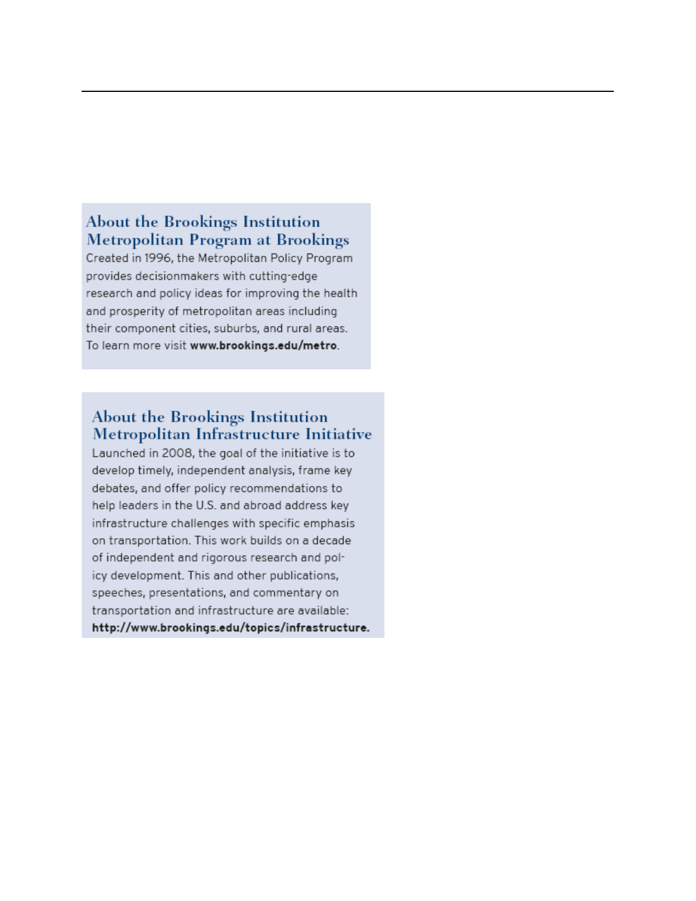## About the Brookings Institution Metropolitan Program at Brookings

Created in 1996, the Metropolitan Policy Program provides decisionmakers with cutting-edge research and policy ideas for improving the health and prosperity of metropolitan areas including their component cities, suburbs, and rural areas. To learn more visit **www.brookings.edu/metro**.

## About the Brookings Institution Metropolitan Infrastructure Initiative

Launched in 2008, the goal of the initiative is to develop timely, independent analysis, frame key debates, and offer policy recommendations to help leaders in the U.S. and abroad address key infrastructure challenges with specific emphasis on transportation. This work builds on a decade of independent and rigorous research and policy development. This and other publications, speeches, presentations, and commentary on transportation and infrastructure are available: **http://www.brookings.edu/topics/infrastructure.**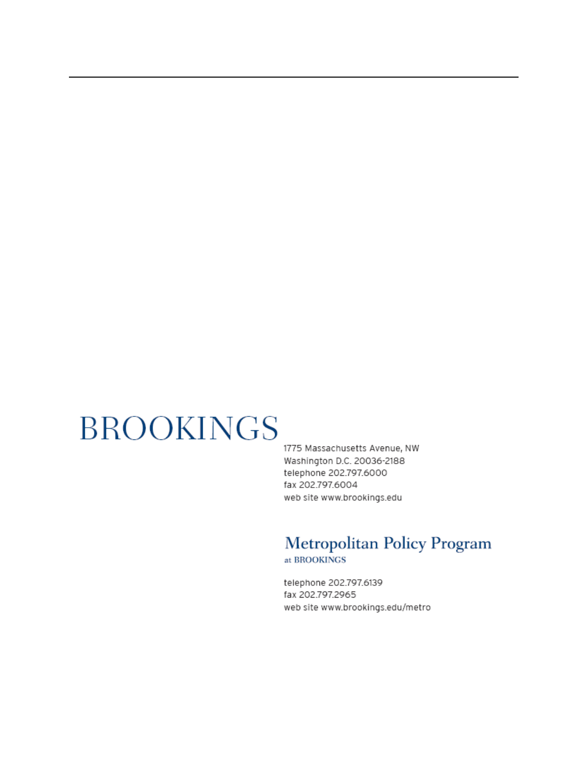BROOKINGS

1775 Massachusetts Avenue, NW
Washington D.C. 20036-2188
telephone 202.797.6000
fax 202.797.6004
web site www.brookings.edu

Metropolitan Policy Program
at BROOKINGS

telephone 202.797.6139
fax 202.797.2965
web site www.brookings.edu/metro